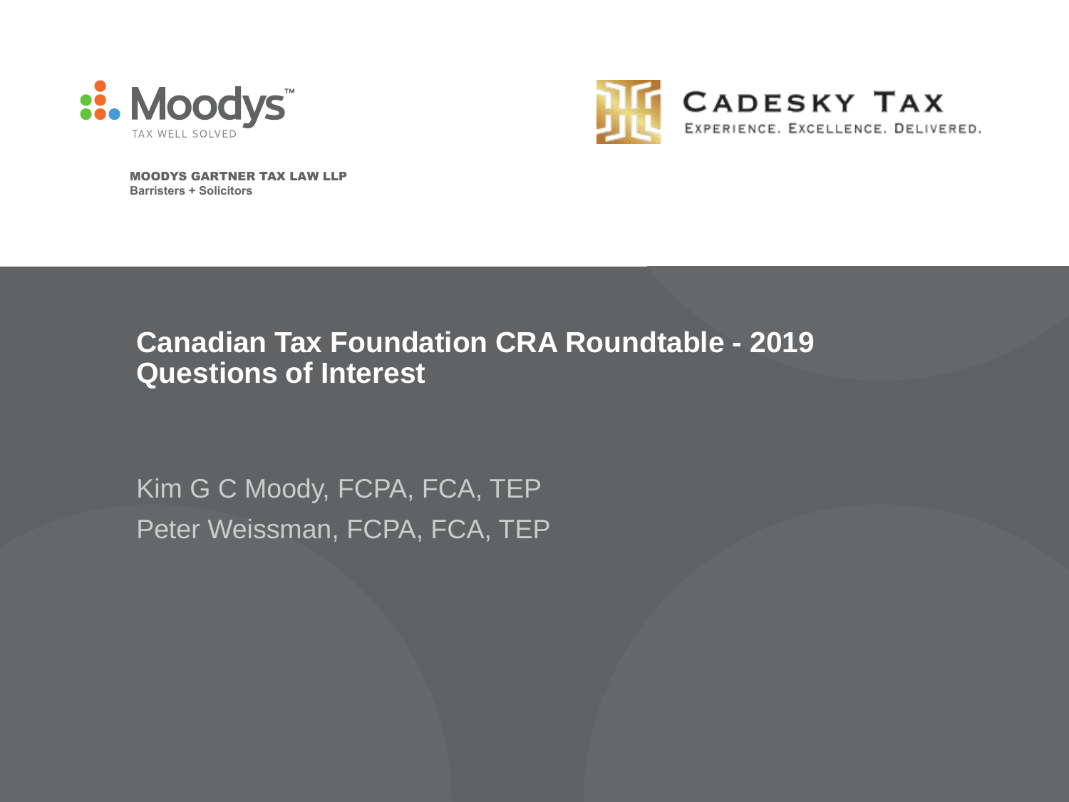Moodys

TAX WELL SOLVED

**MOODYS GARTNER TAX LAW LLP**
**Barristers + Solicitors**

CADESKY TAX

EXPERIENCE. EXCELLENCE. DELIVERED.

# Canadian Tax Foundation CRA Roundtable - 2019 Questions of Interest

Kim G C Moody, FCPA, FCA, TEP

Peter Weissman, FCPA, FCA, TEP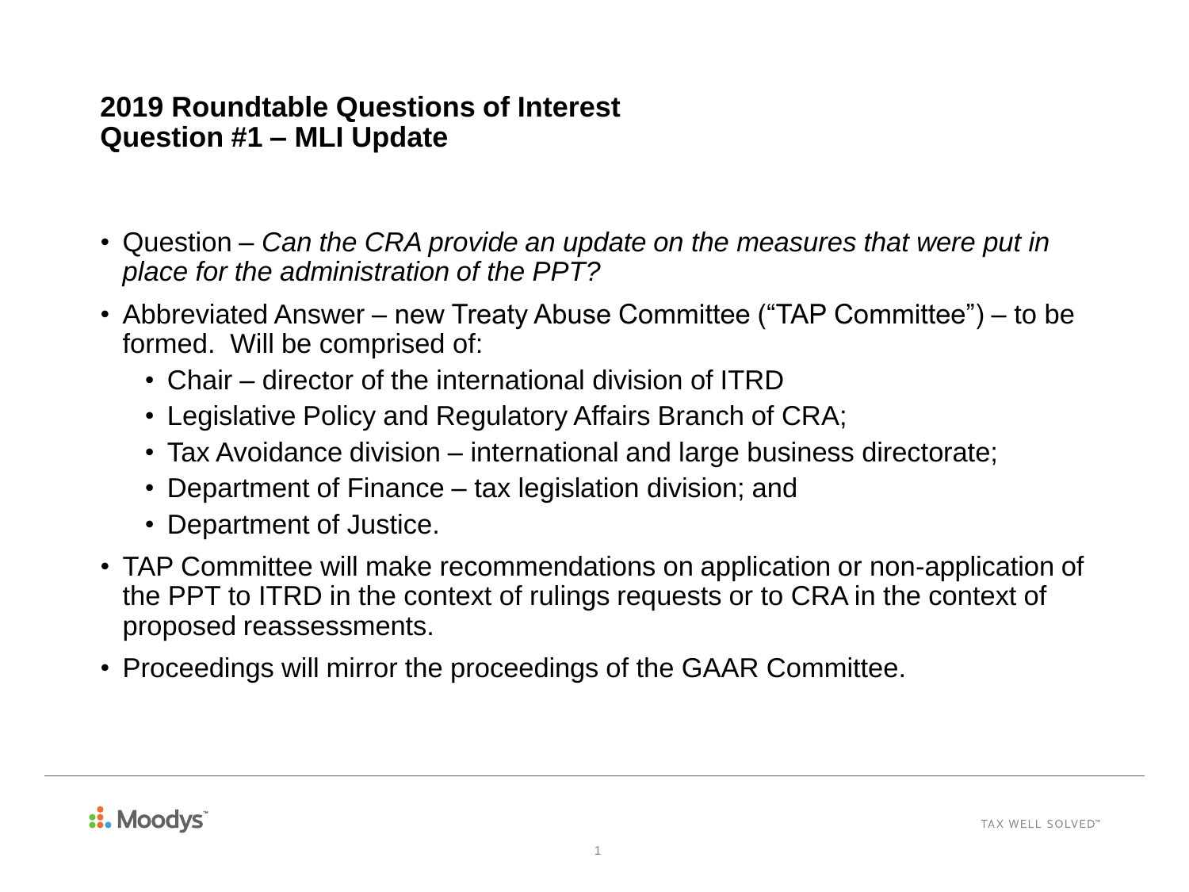## 2019 Roundtable Questions of Interest
## Question #1 – MLI Update

- Question – *Can the CRA provide an update on the measures that were put in place for the administration of the PPT?*
- Abbreviated Answer – new Treaty Abuse Committee (“TAP Committee”) – to be formed. Will be comprised of:
  - Chair – director of the international division of ITRD
  - Legislative Policy and Regulatory Affairs Branch of CRA;
  - Tax Avoidance division – international and large business directorate;
  - Department of Finance – tax legislation division; and
  - Department of Justice.
- TAP Committee will make recommendations on application or non-application of the PPT to ITRD in the context of rulings requests or to CRA in the context of proposed reassessments.
- Proceedings will mirror the proceedings of the GAAR Committee.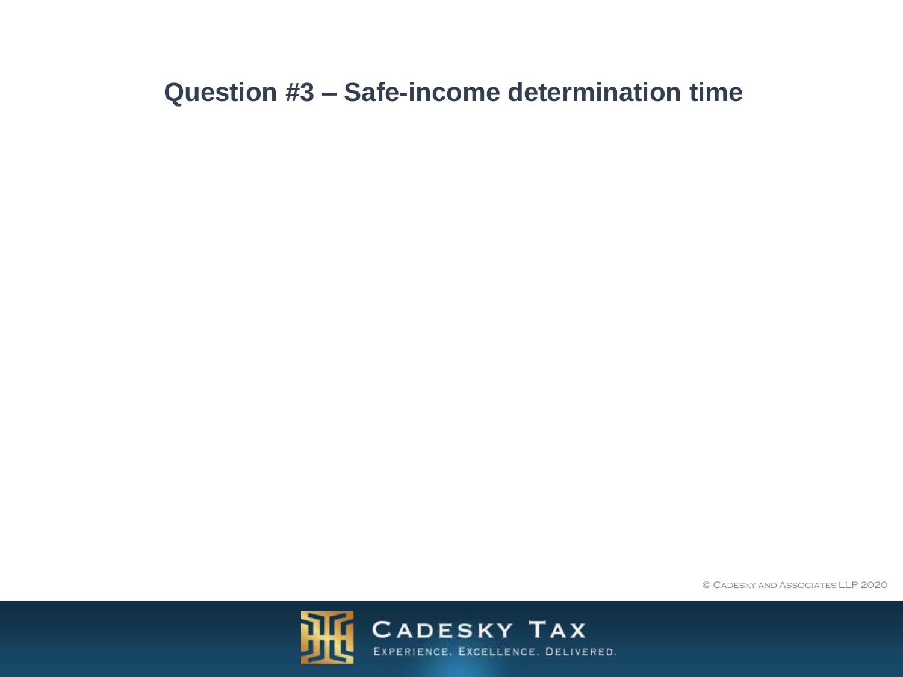# Question #3 – Safe-income determination time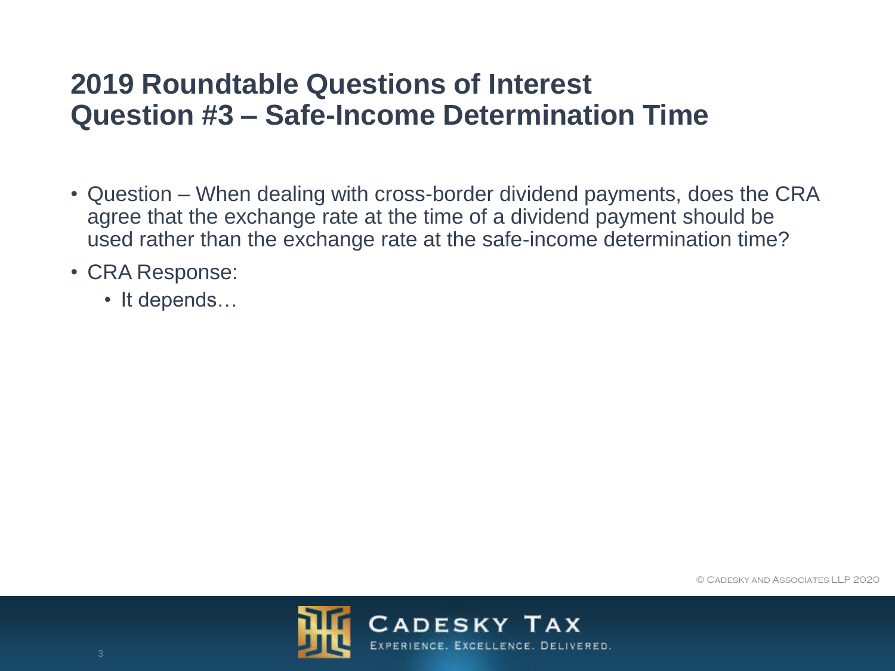# 2019 Roundtable Questions of Interest
# Question #3 – Safe-Income Determination Time

- Question – When dealing with cross-border dividend payments, does the CRA agree that the exchange rate at the time of a dividend payment should be used rather than the exchange rate at the safe-income determination time?
- CRA Response:
  - It depends…

© Cadesky and Associates LLP 2020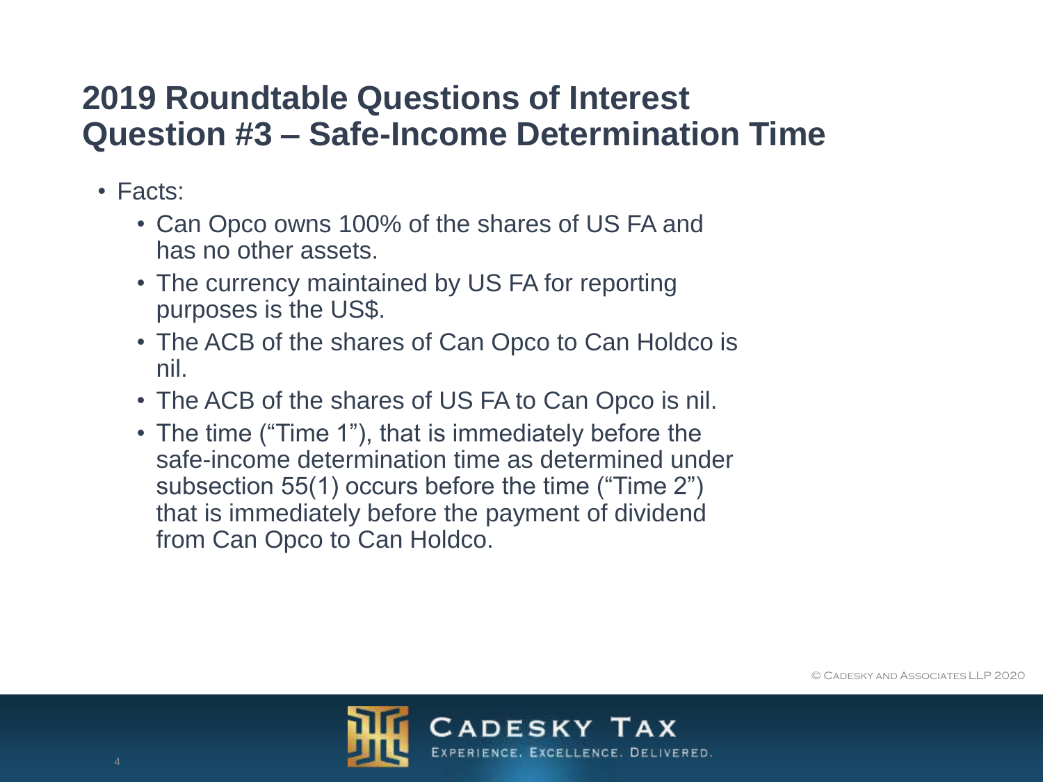# 2019 Roundtable Questions of Interest
# Question #3 – Safe-Income Determination Time

- Facts:
  - Can Opco owns 100% of the shares of US FA and has no other assets.
  - The currency maintained by US FA for reporting purposes is the US$.
  - The ACB of the shares of Can Opco to Can Holdco is nil.
  - The ACB of the shares of US FA to Can Opco is nil.
  - The time ("Time 1"), that is immediately before the safe-income determination time as determined under subsection 55(1) occurs before the time ("Time 2") that is immediately before the payment of dividend from Can Opco to Can Holdco.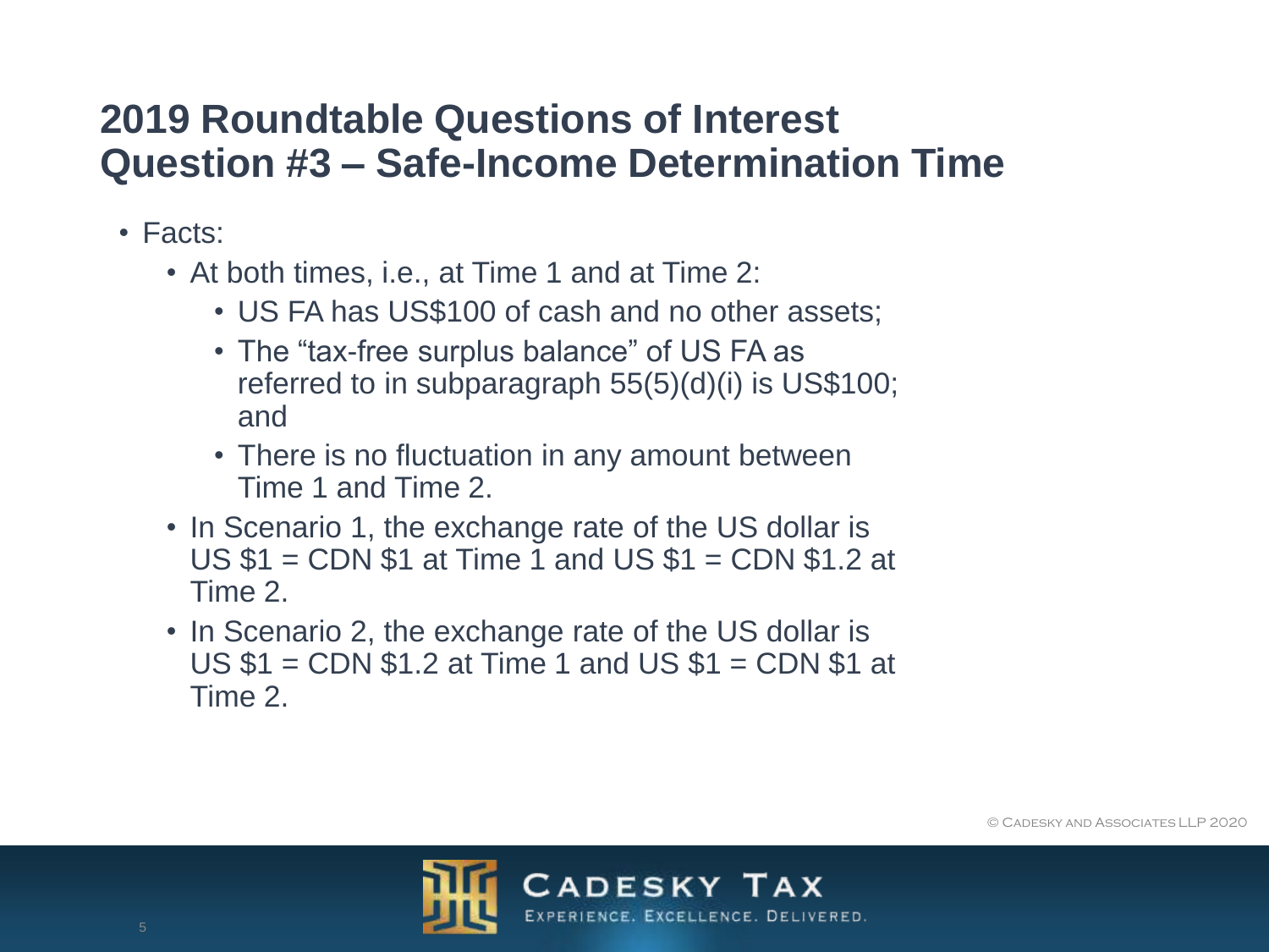# 2019 Roundtable Questions of Interest
# Question #3 – Safe-Income Determination Time

- Facts:
  - At both times, i.e., at Time 1 and at Time 2:
    - US FA has US$100 of cash and no other assets;
    - The "tax-free surplus balance" of US FA as referred to in subparagraph 55(5)(d)(i) is US$100; and
    - There is no fluctuation in any amount between Time 1 and Time 2.
  - In Scenario 1, the exchange rate of the US dollar is US $1 = CDN $1 at Time 1 and US $1 = CDN $1.2 at Time 2.
  - In Scenario 2, the exchange rate of the US dollar is US $1 = CDN $1.2 at Time 1 and US $1 = CDN $1 at Time 2.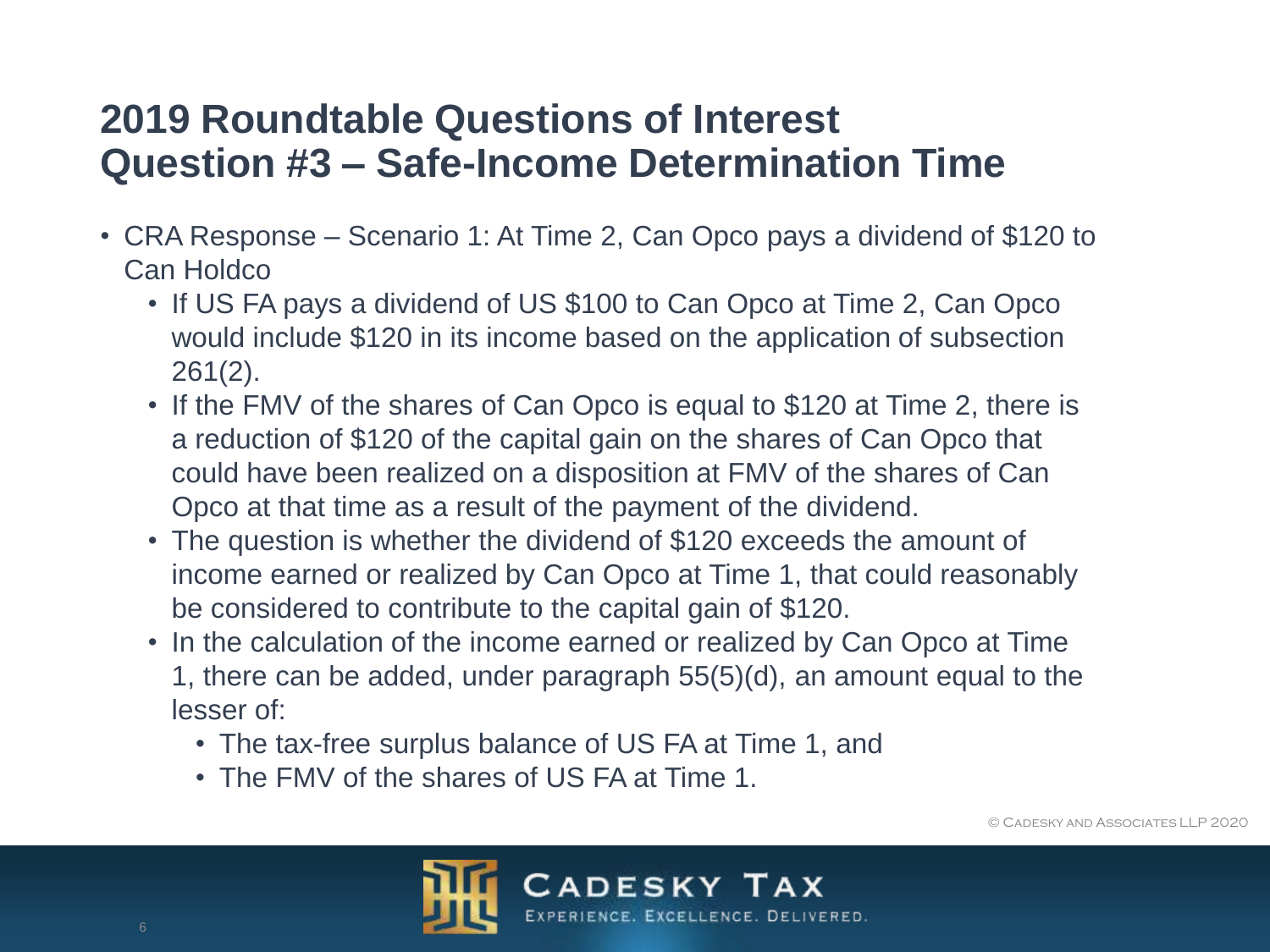# 2019 Roundtable Questions of Interest
# Question #3 – Safe-Income Determination Time

- CRA Response – Scenario 1: At Time 2, Can Opco pays a dividend of $120 to Can Holdco
  - If US FA pays a dividend of US $100 to Can Opco at Time 2, Can Opco would include $120 in its income based on the application of subsection 261(2).
  - If the FMV of the shares of Can Opco is equal to $120 at Time 2, there is a reduction of $120 of the capital gain on the shares of Can Opco that could have been realized on a disposition at FMV of the shares of Can Opco at that time as a result of the payment of the dividend.
  - The question is whether the dividend of $120 exceeds the amount of income earned or realized by Can Opco at Time 1, that could reasonably be considered to contribute to the capital gain of $120.
  - In the calculation of the income earned or realized by Can Opco at Time 1, there can be added, under paragraph 55(5)(d), an amount equal to the lesser of:
    - The tax-free surplus balance of US FA at Time 1, and
    - The FMV of the shares of US FA at Time 1.

© Cadesky and Associates LLP 2020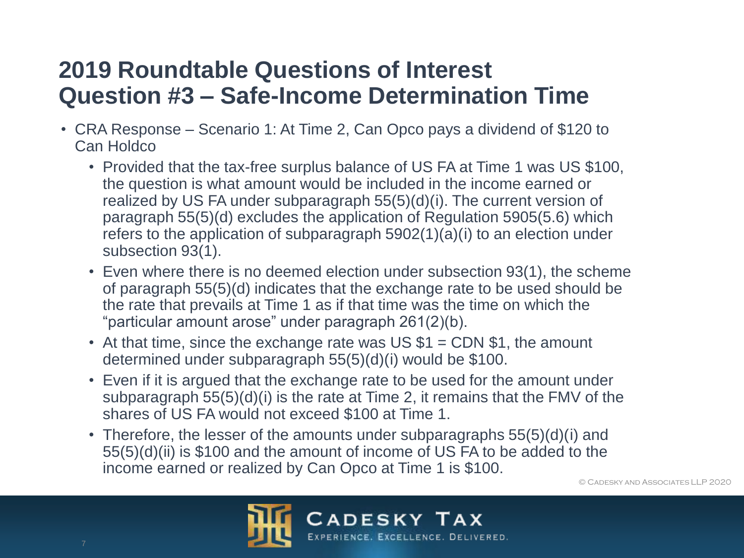# 2019 Roundtable Questions of Interest
# Question #3 – Safe-Income Determination Time

- CRA Response – Scenario 1: At Time 2, Can Opco pays a dividend of $120 to Can Holdco
  - Provided that the tax-free surplus balance of US FA at Time 1 was US $100, the question is what amount would be included in the income earned or realized by US FA under subparagraph 55(5)(d)(i). The current version of paragraph 55(5)(d) excludes the application of Regulation 5905(5.6) which refers to the application of subparagraph 5902(1)(a)(i) to an election under subsection 93(1).
  - Even where there is no deemed election under subsection 93(1), the scheme of paragraph 55(5)(d) indicates that the exchange rate to be used should be the rate that prevails at Time 1 as if that time was the time on which the "particular amount arose" under paragraph 261(2)(b).
  - At that time, since the exchange rate was US $1 = CDN $1, the amount determined under subparagraph 55(5)(d)(i) would be $100.
  - Even if it is argued that the exchange rate to be used for the amount under subparagraph 55(5)(d)(i) is the rate at Time 2, it remains that the FMV of the shares of US FA would not exceed $100 at Time 1.
  - Therefore, the lesser of the amounts under subparagraphs 55(5)(d)(i) and 55(5)(d)(ii) is $100 and the amount of income of US FA to be added to the income earned or realized by Can Opco at Time 1 is $100.

© Cadesky and Associates LLP 2020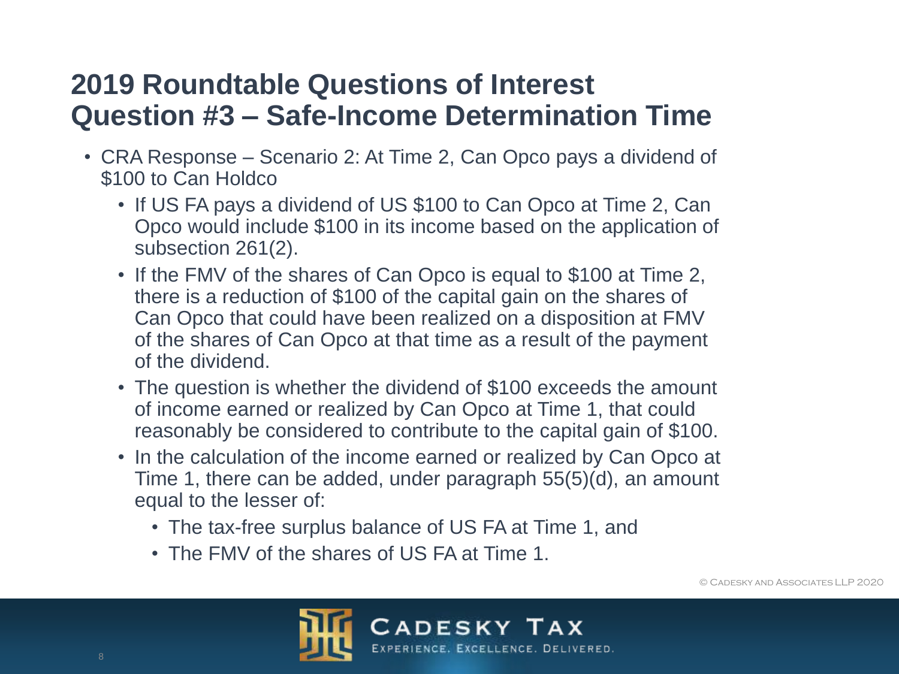# 2019 Roundtable Questions of Interest
# Question #3 – Safe-Income Determination Time

- CRA Response – Scenario 2: At Time 2, Can Opco pays a dividend of $100 to Can Holdco
  - If US FA pays a dividend of US $100 to Can Opco at Time 2, Can Opco would include $100 in its income based on the application of subsection 261(2).
  - If the FMV of the shares of Can Opco is equal to $100 at Time 2, there is a reduction of $100 of the capital gain on the shares of Can Opco that could have been realized on a disposition at FMV of the shares of Can Opco at that time as a result of the payment of the dividend.
  - The question is whether the dividend of $100 exceeds the amount of income earned or realized by Can Opco at Time 1, that could reasonably be considered to contribute to the capital gain of $100.
  - In the calculation of the income earned or realized by Can Opco at Time 1, there can be added, under paragraph 55(5)(d), an amount equal to the lesser of:
    - The tax-free surplus balance of US FA at Time 1, and
    - The FMV of the shares of US FA at Time 1.

© Cadesky and Associates LLP 2020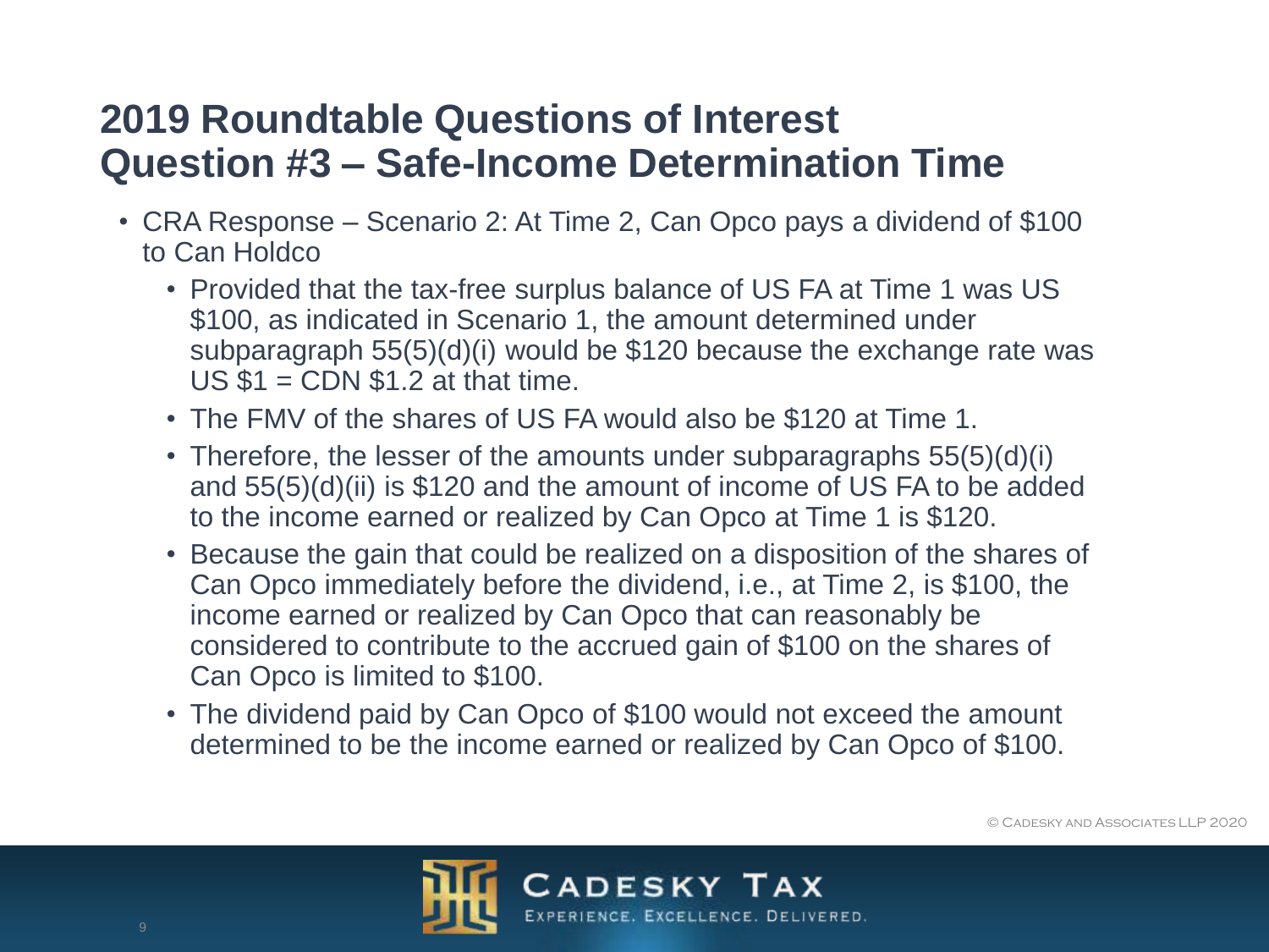# 2019 Roundtable Questions of Interest
# Question #3 – Safe-Income Determination Time

- CRA Response – Scenario 2: At Time 2, Can Opco pays a dividend of $100 to Can Holdco
  - Provided that the tax-free surplus balance of US FA at Time 1 was US $100, as indicated in Scenario 1, the amount determined under subparagraph 55(5)(d)(i) would be $120 because the exchange rate was US $1 = CDN $1.2 at that time.
  - The FMV of the shares of US FA would also be $120 at Time 1.
  - Therefore, the lesser of the amounts under subparagraphs 55(5)(d)(i) and 55(5)(d)(ii) is $120 and the amount of income of US FA to be added to the income earned or realized by Can Opco at Time 1 is $120.
  - Because the gain that could be realized on a disposition of the shares of Can Opco immediately before the dividend, i.e., at Time 2, is $100, the income earned or realized by Can Opco that can reasonably be considered to contribute to the accrued gain of $100 on the shares of Can Opco is limited to $100.
  - The dividend paid by Can Opco of $100 would not exceed the amount determined to be the income earned or realized by Can Opco of $100.

© Cadesky and Associates LLP 2020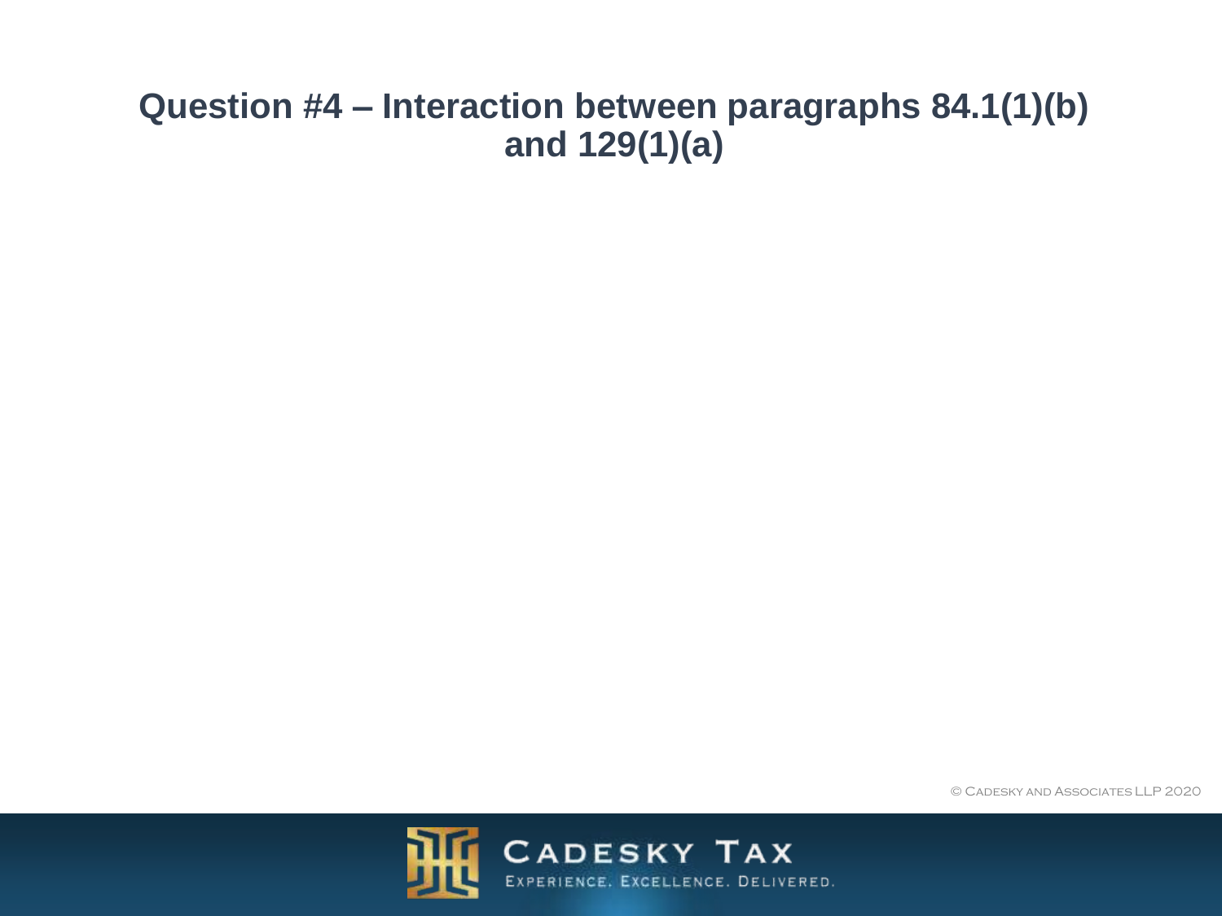# Question #4 – Interaction between paragraphs 84.1(1)(b) and 129(1)(a)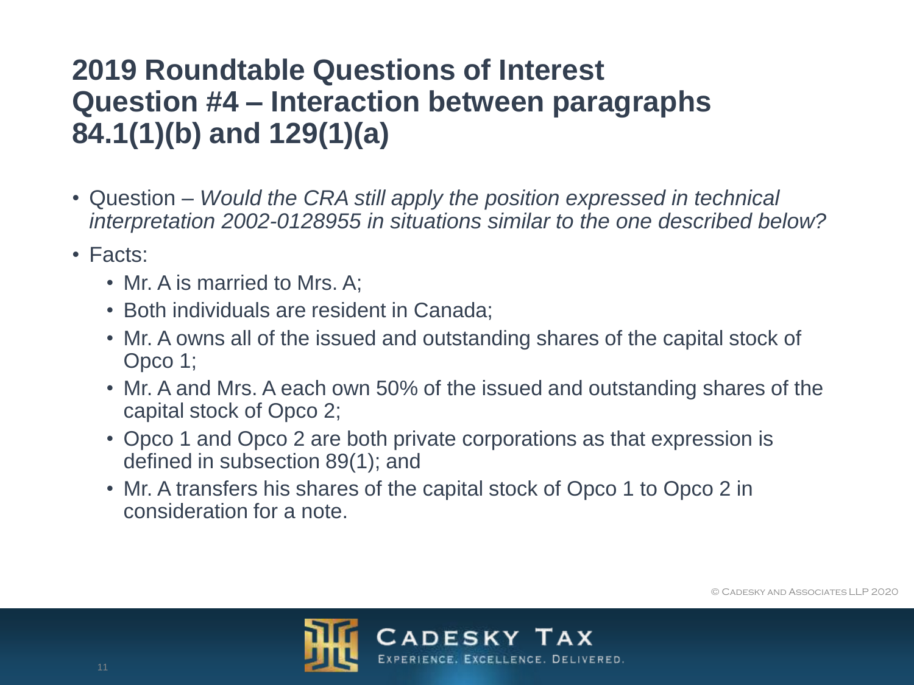# 2019 Roundtable Questions of Interest
# Question #4 – Interaction between paragraphs 84.1(1)(b) and 129(1)(a)

- Question – *Would the CRA still apply the position expressed in technical interpretation 2002-0128955 in situations similar to the one described below?*
- Facts:
  - Mr. A is married to Mrs. A;
  - Both individuals are resident in Canada;
  - Mr. A owns all of the issued and outstanding shares of the capital stock of Opco 1;
  - Mr. A and Mrs. A each own 50% of the issued and outstanding shares of the capital stock of Opco 2;
  - Opco 1 and Opco 2 are both private corporations as that expression is defined in subsection 89(1); and
  - Mr. A transfers his shares of the capital stock of Opco 1 to Opco 2 in consideration for a note.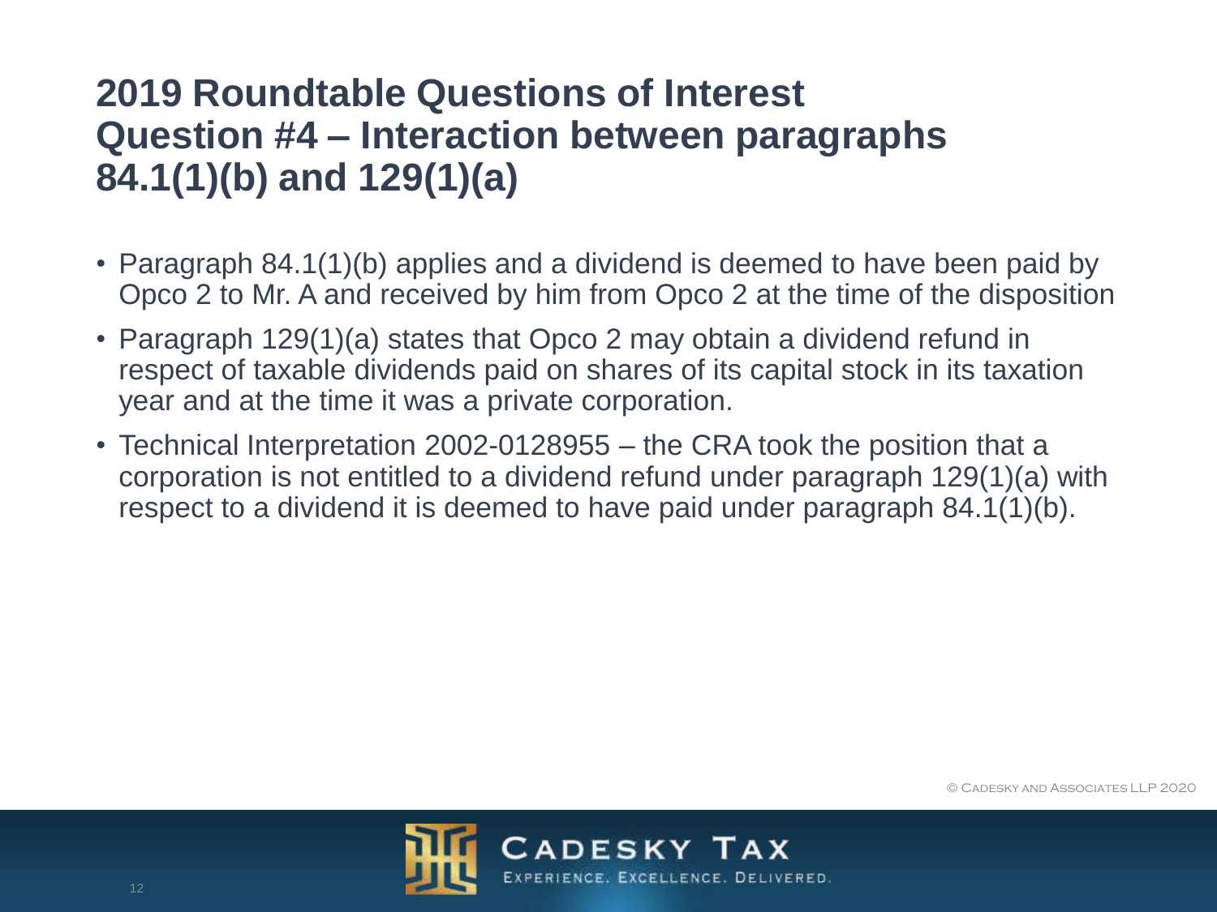# 2019 Roundtable Questions of Interest
# Question #4 – Interaction between paragraphs 84.1(1)(b) and 129(1)(a)

- Paragraph 84.1(1)(b) applies and a dividend is deemed to have been paid by Opco 2 to Mr. A and received by him from Opco 2 at the time of the disposition
- Paragraph 129(1)(a) states that Opco 2 may obtain a dividend refund in respect of taxable dividends paid on shares of its capital stock in its taxation year and at the time it was a private corporation.
- Technical Interpretation 2002-0128955 – the CRA took the position that a corporation is not entitled to a dividend refund under paragraph 129(1)(a) with respect to a dividend it is deemed to have paid under paragraph 84.1(1)(b).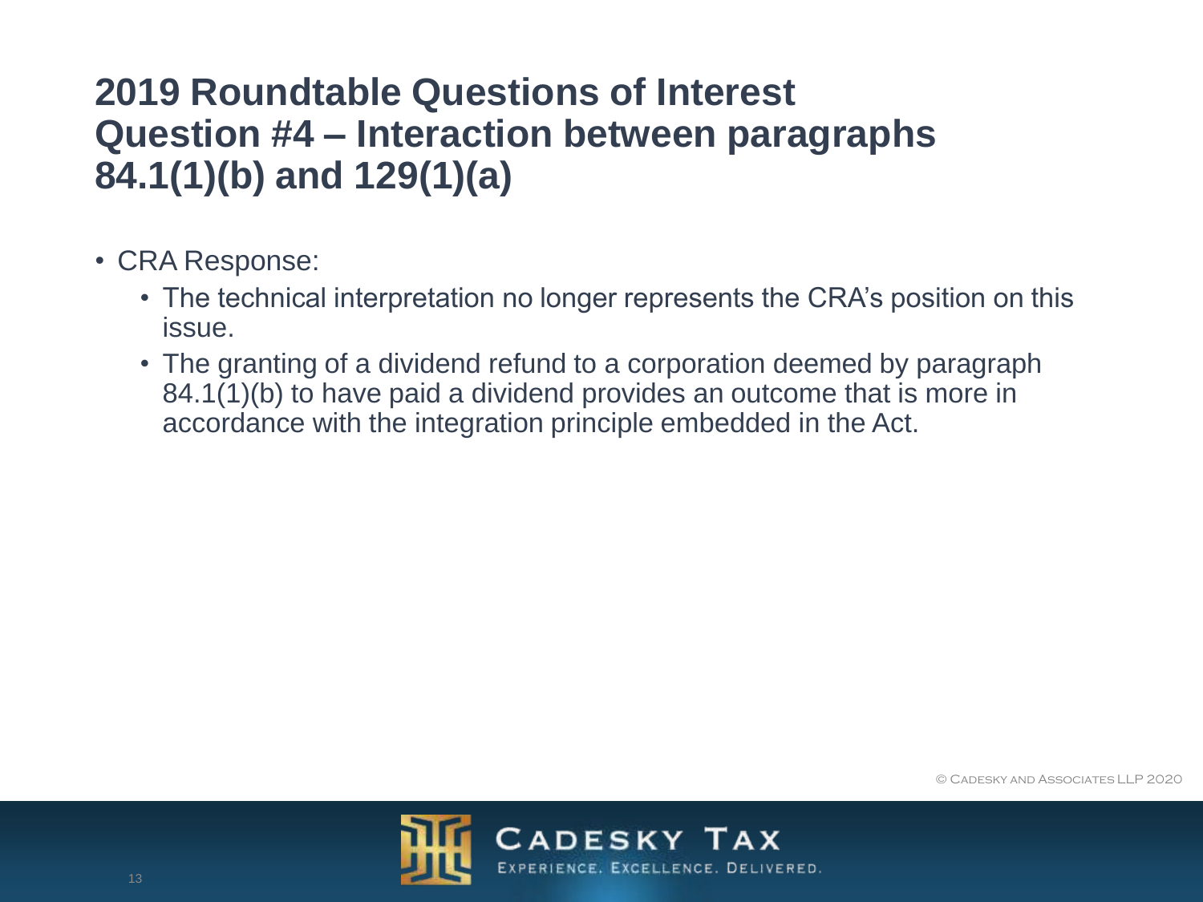# 2019 Roundtable Questions of Interest
# Question #4 – Interaction between paragraphs 84.1(1)(b) and 129(1)(a)

- CRA Response:
  - The technical interpretation no longer represents the CRA's position on this issue.
  - The granting of a dividend refund to a corporation deemed by paragraph 84.1(1)(b) to have paid a dividend provides an outcome that is more in accordance with the integration principle embedded in the Act.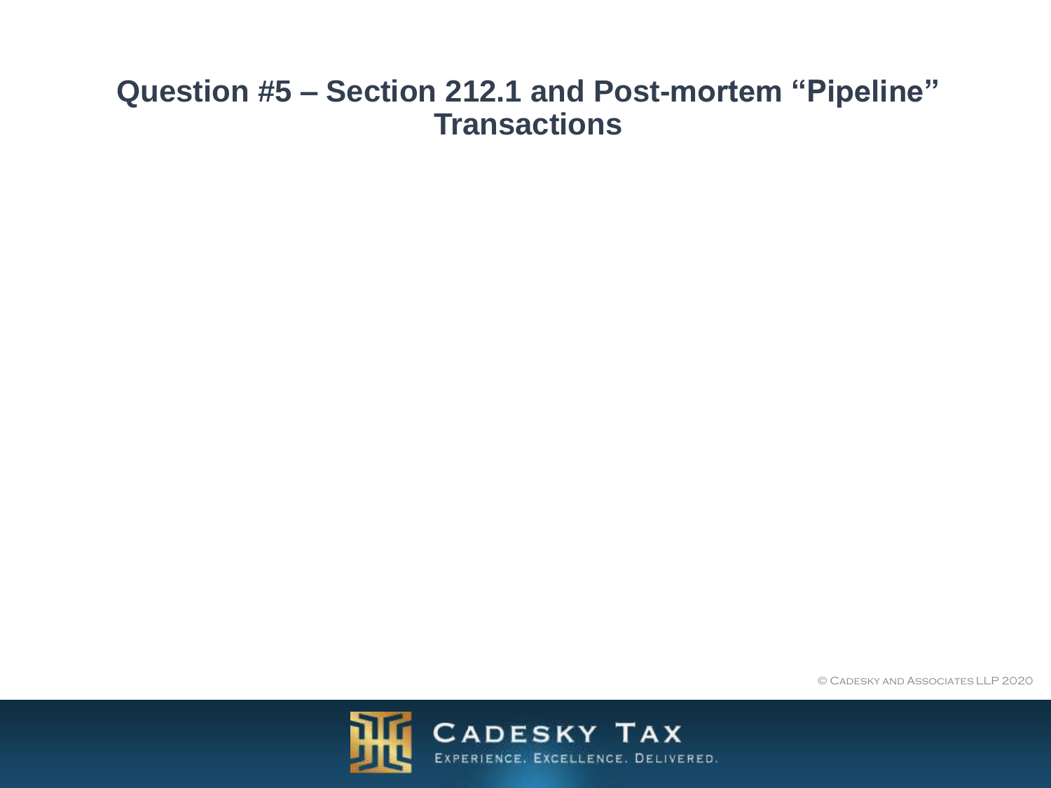# Question #5 – Section 212.1 and Post-mortem "Pipeline" Transactions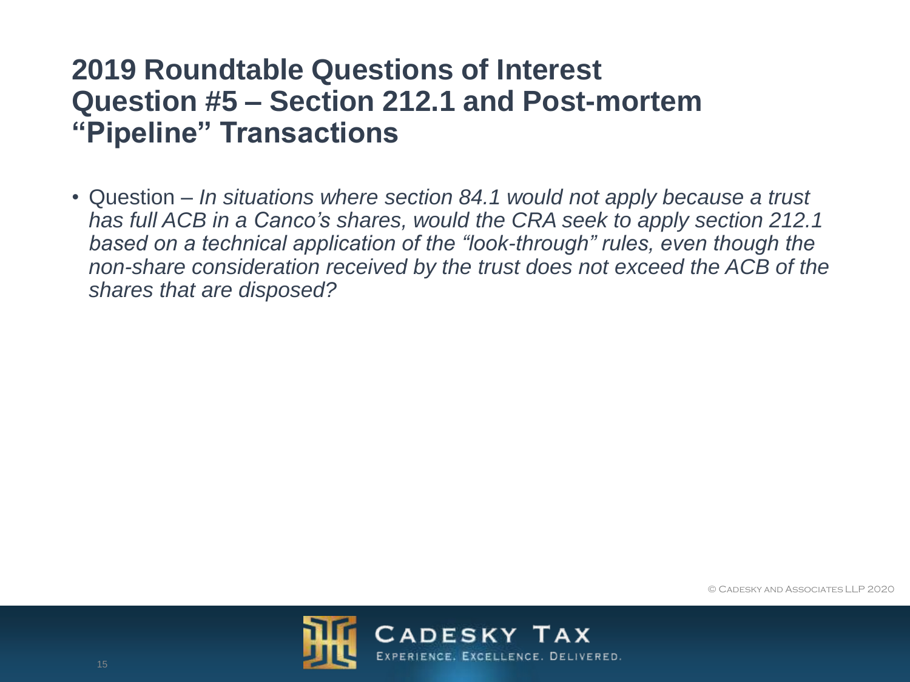# 2019 Roundtable Questions of Interest Question #5 – Section 212.1 and Post-mortem "Pipeline" Transactions

- Question – *In situations where section 84.1 would not apply because a trust has full ACB in a Canco's shares, would the CRA seek to apply section 212.1 based on a technical application of the "look-through" rules, even though the non-share consideration received by the trust does not exceed the ACB of the shares that are disposed?*

© Cadesky and Associates LLP 2020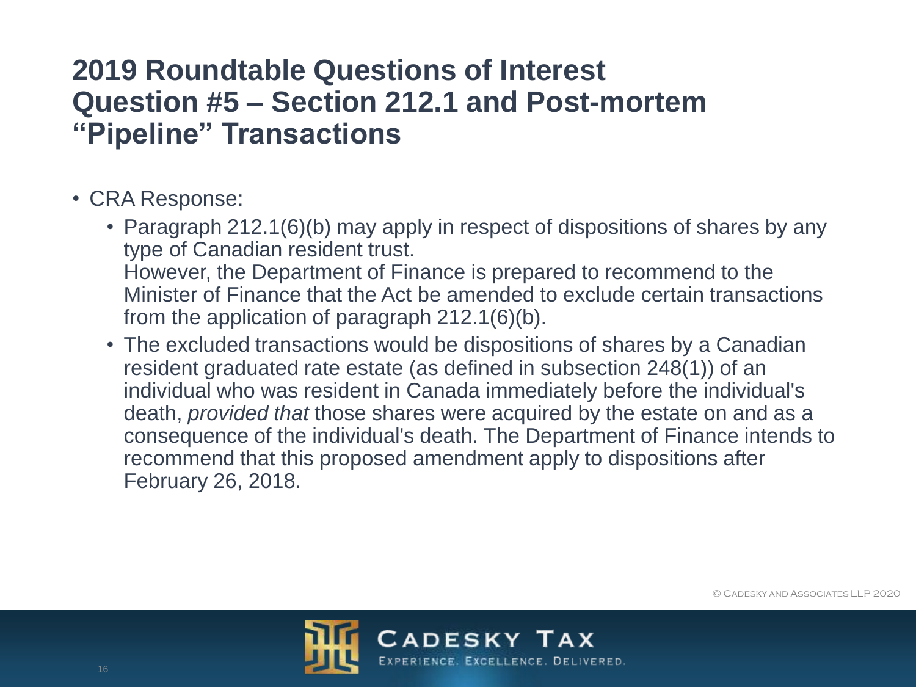# 2019 Roundtable Questions of Interest
# Question #5 – Section 212.1 and Post-mortem "Pipeline" Transactions

- CRA Response:
  - Paragraph 212.1(6)(b) may apply in respect of dispositions of shares by any type of Canadian resident trust.
    However, the Department of Finance is prepared to recommend to the Minister of Finance that the Act be amended to exclude certain transactions from the application of paragraph 212.1(6)(b).
  - The excluded transactions would be dispositions of shares by a Canadian resident graduated rate estate (as defined in subsection 248(1)) of an individual who was resident in Canada immediately before the individual's death, *provided that* those shares were acquired by the estate on and as a consequence of the individual's death. The Department of Finance intends to recommend that this proposed amendment apply to dispositions after February 26, 2018.

© Cadesky and Associates LLP 2020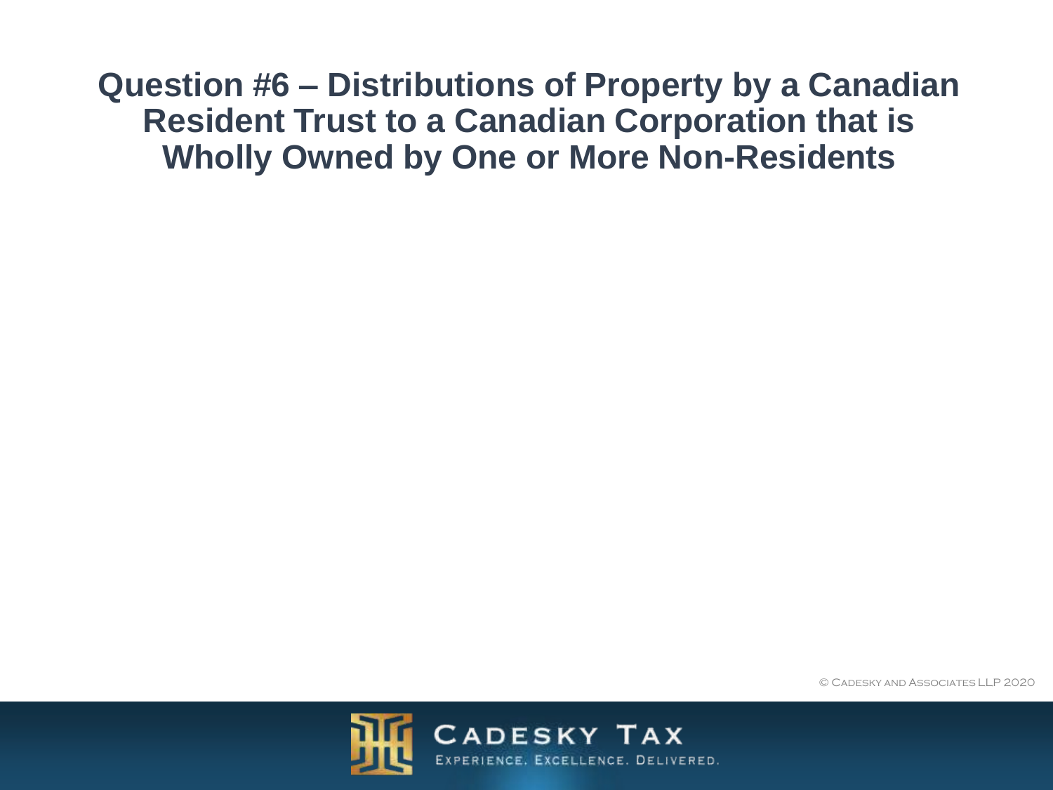# Question #6 – Distributions of Property by a Canadian Resident Trust to a Canadian Corporation that is Wholly Owned by One or More Non-Residents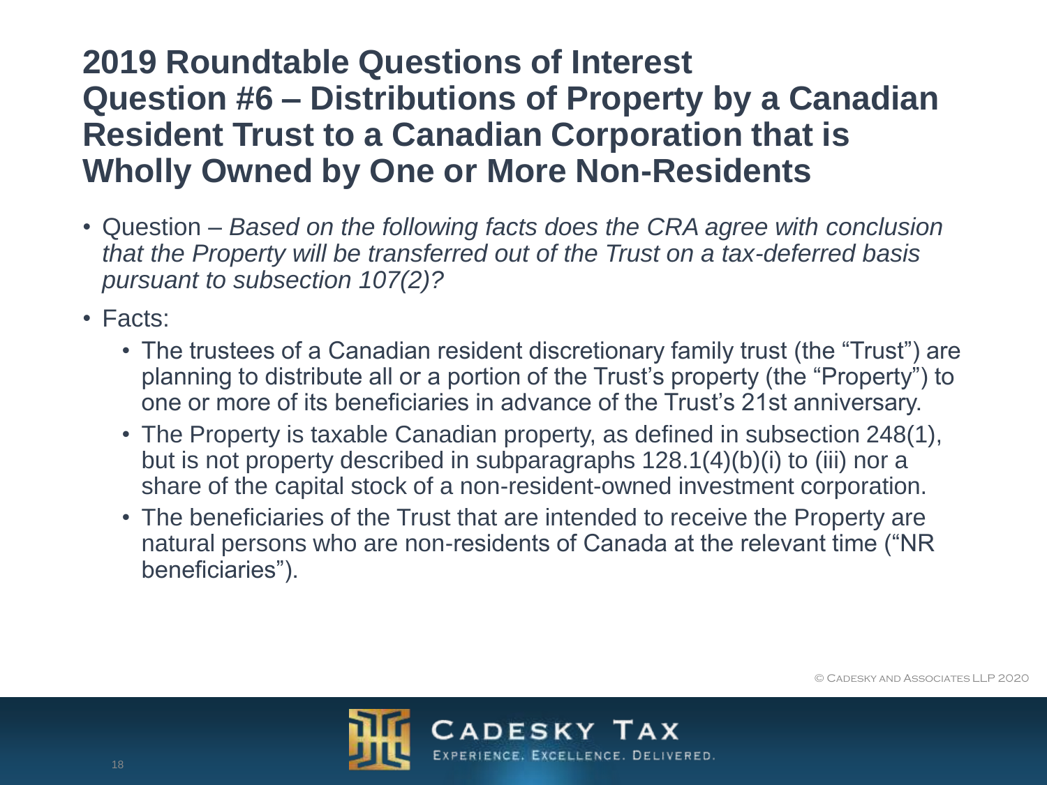# 2019 Roundtable Questions of Interest

## Question #6 – Distributions of Property by a Canadian Resident Trust to a Canadian Corporation that is Wholly Owned by One or More Non-Residents

- Question – *Based on the following facts does the CRA agree with conclusion that the Property will be transferred out of the Trust on a tax-deferred basis pursuant to subsection 107(2)?*
- Facts:
  - The trustees of a Canadian resident discretionary family trust (the "Trust") are planning to distribute all or a portion of the Trust's property (the "Property") to one or more of its beneficiaries in advance of the Trust's 21st anniversary.
  - The Property is taxable Canadian property, as defined in subsection 248(1), but is not property described in subparagraphs 128.1(4)(b)(i) to (iii) nor a share of the capital stock of a non-resident-owned investment corporation.
  - The beneficiaries of the Trust that are intended to receive the Property are natural persons who are non-residents of Canada at the relevant time ("NR beneficiaries").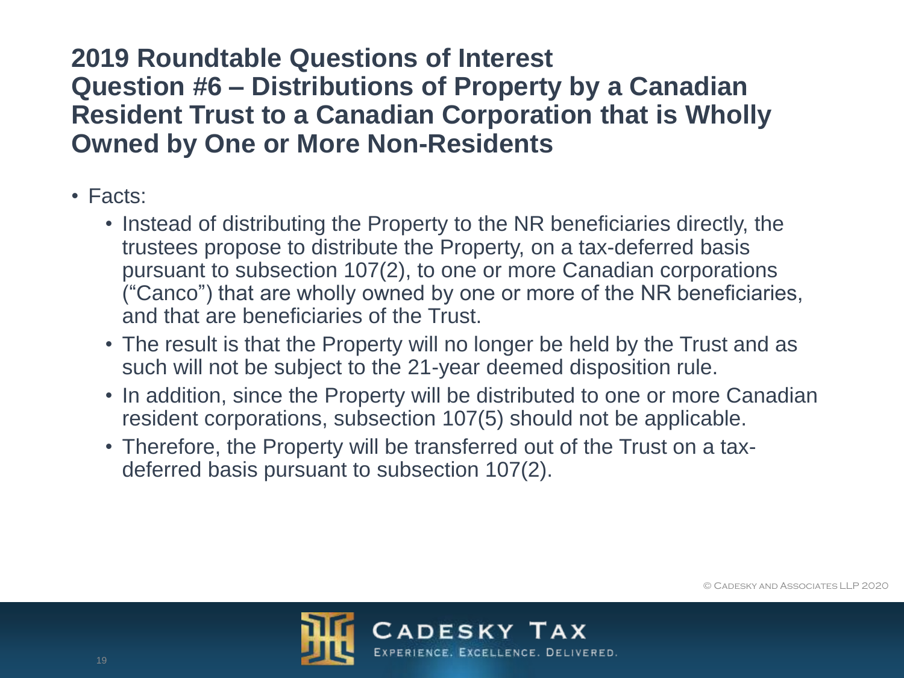## 2019 Roundtable Questions of Interest
## Question #6 – Distributions of Property by a Canadian Resident Trust to a Canadian Corporation that is Wholly Owned by One or More Non-Residents

- Facts:
  - Instead of distributing the Property to the NR beneficiaries directly, the trustees propose to distribute the Property, on a tax-deferred basis pursuant to subsection 107(2), to one or more Canadian corporations ("Canco") that are wholly owned by one or more of the NR beneficiaries, and that are beneficiaries of the Trust.
  - The result is that the Property will no longer be held by the Trust and as such will not be subject to the 21-year deemed disposition rule.
  - In addition, since the Property will be distributed to one or more Canadian resident corporations, subsection 107(5) should not be applicable.
  - Therefore, the Property will be transferred out of the Trust on a tax-deferred basis pursuant to subsection 107(2).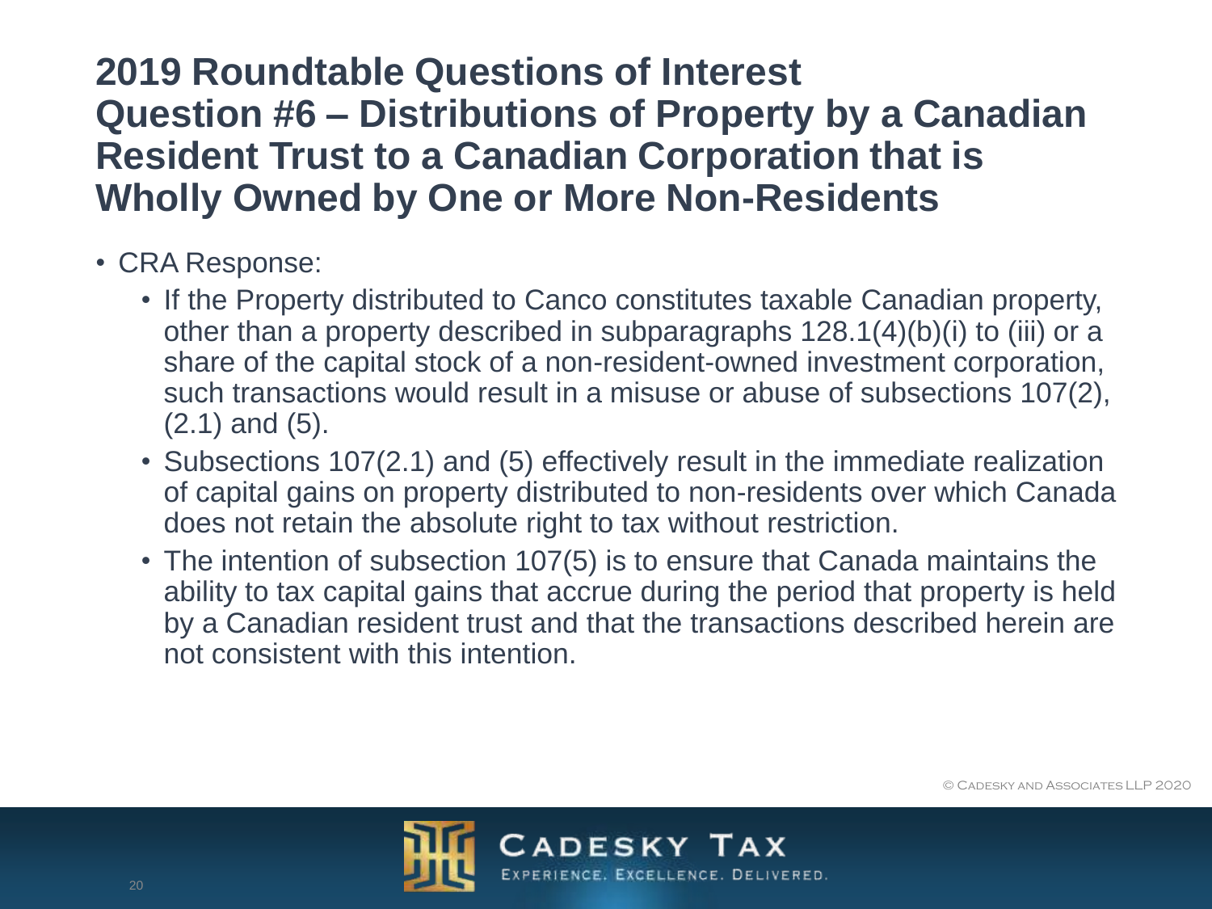# 2019 Roundtable Questions of Interest
# Question #6 – Distributions of Property by a Canadian Resident Trust to a Canadian Corporation that is Wholly Owned by One or More Non-Residents

- CRA Response:
  - If the Property distributed to Canco constitutes taxable Canadian property, other than a property described in subparagraphs 128.1(4)(b)(i) to (iii) or a share of the capital stock of a non-resident-owned investment corporation, such transactions would result in a misuse or abuse of subsections 107(2), (2.1) and (5).
  - Subsections 107(2.1) and (5) effectively result in the immediate realization of capital gains on property distributed to non-residents over which Canada does not retain the absolute right to tax without restriction.
  - The intention of subsection 107(5) is to ensure that Canada maintains the ability to tax capital gains that accrue during the period that property is held by a Canadian resident trust and that the transactions described herein are not consistent with this intention.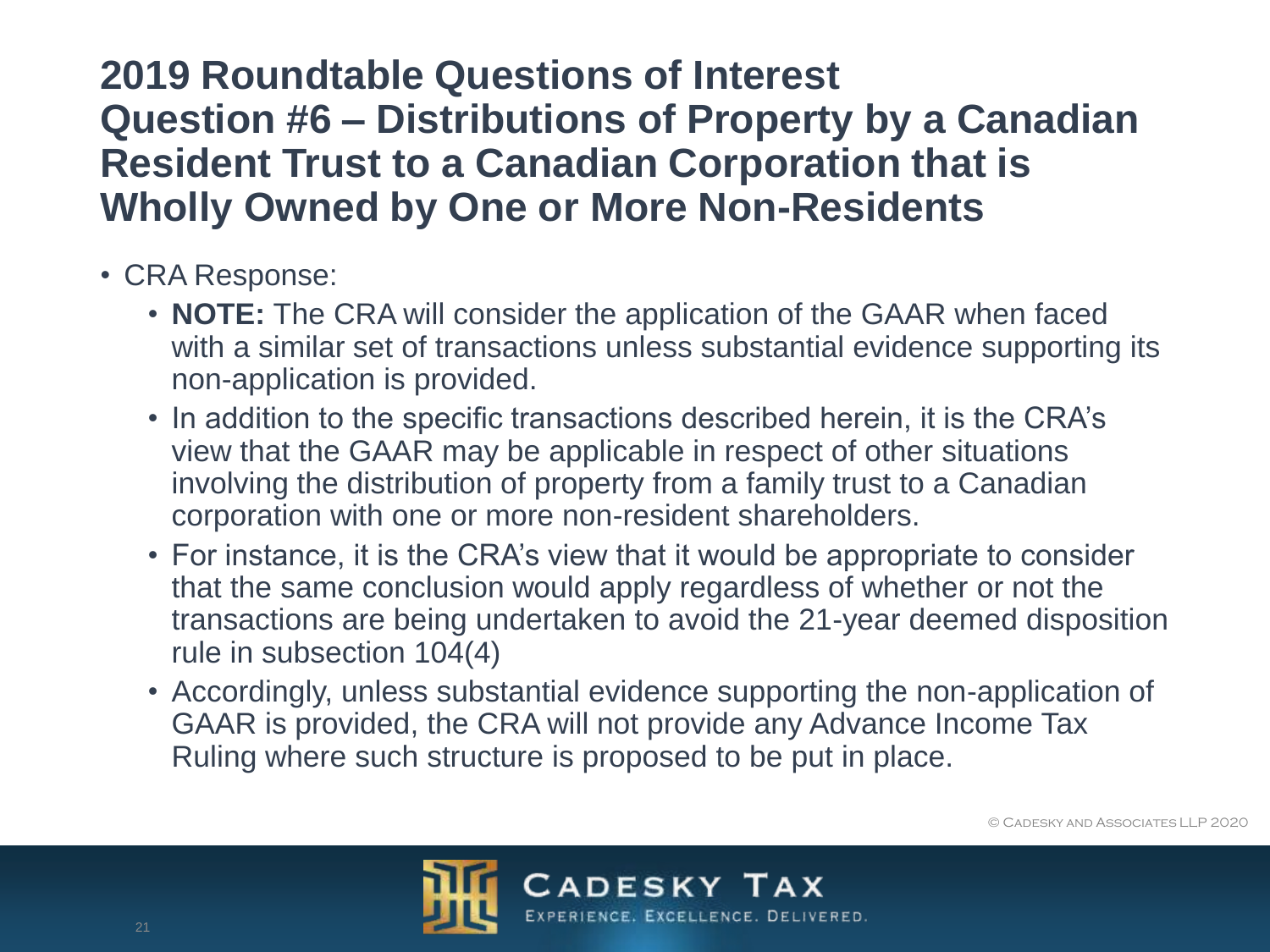# 2019 Roundtable Questions of Interest
## Question #6 – Distributions of Property by a Canadian Resident Trust to a Canadian Corporation that is Wholly Owned by One or More Non-Residents

- CRA Response:
  - **NOTE:** The CRA will consider the application of the GAAR when faced with a similar set of transactions unless substantial evidence supporting its non-application is provided.
  - In addition to the specific transactions described herein, it is the CRA's view that the GAAR may be applicable in respect of other situations involving the distribution of property from a family trust to a Canadian corporation with one or more non-resident shareholders.
  - For instance, it is the CRA's view that it would be appropriate to consider that the same conclusion would apply regardless of whether or not the transactions are being undertaken to avoid the 21-year deemed disposition rule in subsection 104(4)
  - Accordingly, unless substantial evidence supporting the non-application of GAAR is provided, the CRA will not provide any Advance Income Tax Ruling where such structure is proposed to be put in place.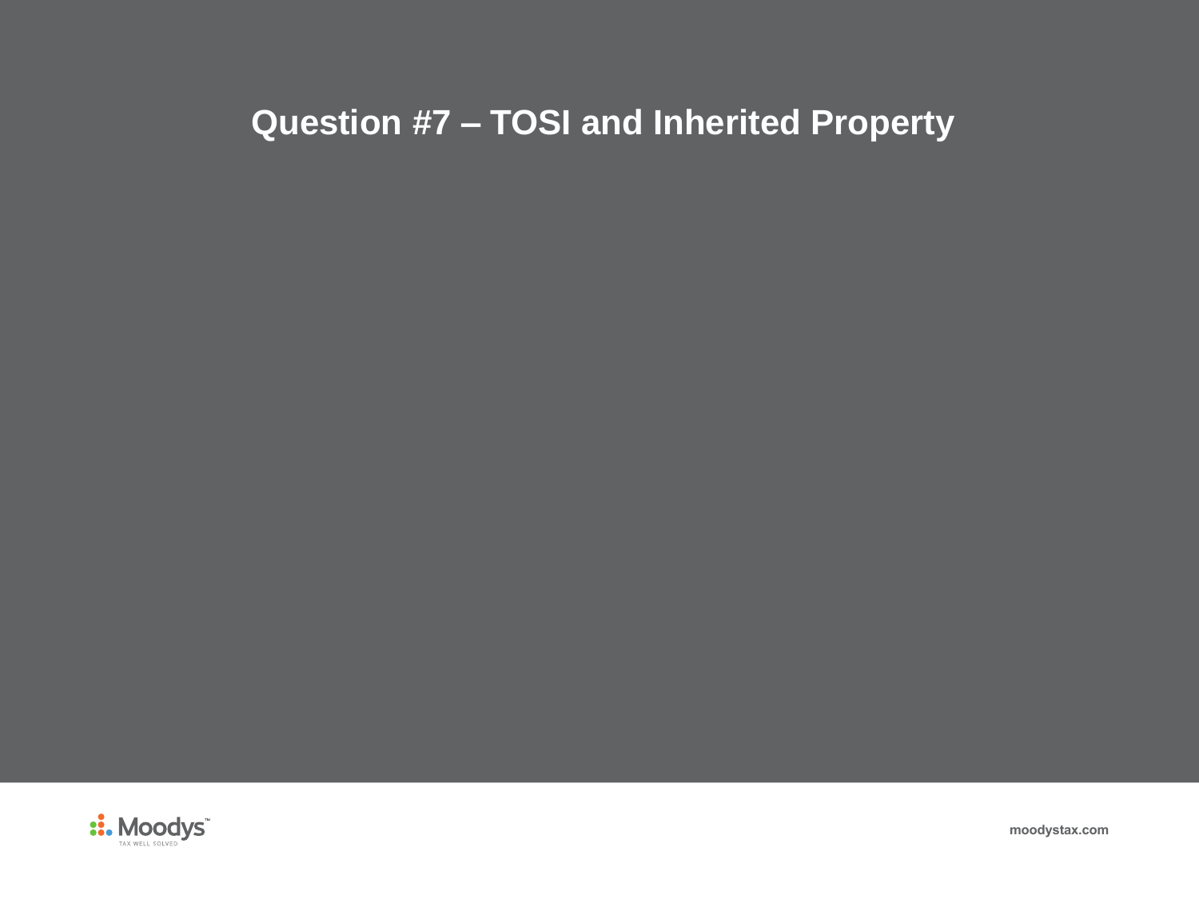# Question #7 – TOSI and Inherited Property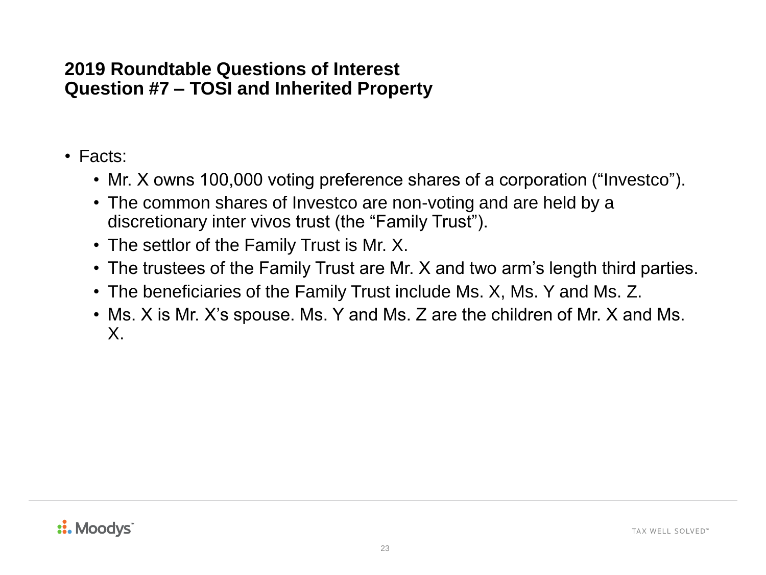## 2019 Roundtable Questions of Interest
## Question #7 – TOSI and Inherited Property

- Facts:
  - Mr. X owns 100,000 voting preference shares of a corporation ("Investco").
  - The common shares of Investco are non-voting and are held by a discretionary inter vivos trust (the "Family Trust").
  - The settlor of the Family Trust is Mr. X.
  - The trustees of the Family Trust are Mr. X and two arm's length third parties.
  - The beneficiaries of the Family Trust include Ms. X, Ms. Y and Ms. Z.
  - Ms. X is Mr. X's spouse. Ms. Y and Ms. Z are the children of Mr. X and Ms. X.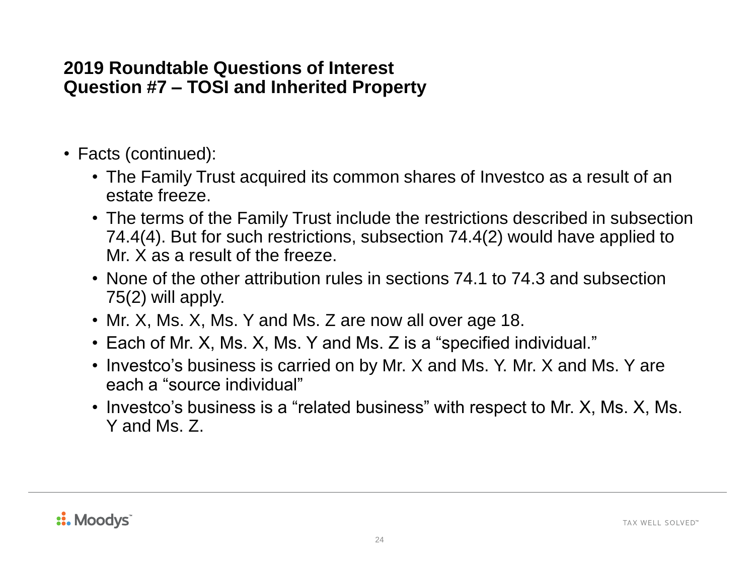## 2019 Roundtable Questions of Interest
## Question #7 – TOSI and Inherited Property

- Facts (continued):
  - The Family Trust acquired its common shares of Investco as a result of an estate freeze.
  - The terms of the Family Trust include the restrictions described in subsection 74.4(4). But for such restrictions, subsection 74.4(2) would have applied to Mr. X as a result of the freeze.
  - None of the other attribution rules in sections 74.1 to 74.3 and subsection 75(2) will apply.
  - Mr. X, Ms. X, Ms. Y and Ms. Z are now all over age 18.
  - Each of Mr. X, Ms. X, Ms. Y and Ms. Z is a "specified individual."
  - Investco's business is carried on by Mr. X and Ms. Y. Mr. X and Ms. Y are each a "source individual"
  - Investco's business is a "related business" with respect to Mr. X, Ms. X, Ms. Y and Ms. Z.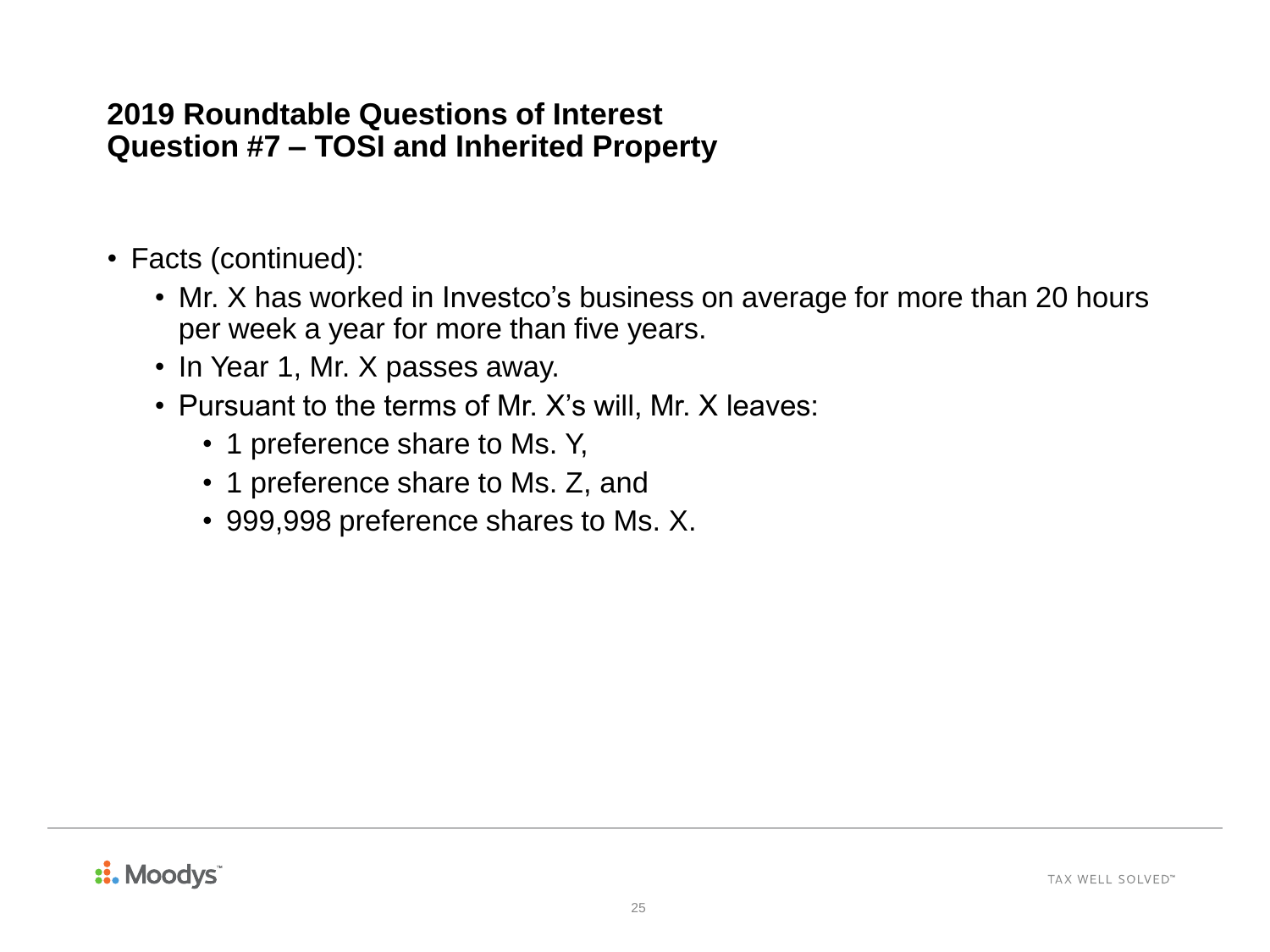## 2019 Roundtable Questions of Interest
## Question #7 – TOSI and Inherited Property

- Facts (continued):
  - Mr. X has worked in Investco's business on average for more than 20 hours per week a year for more than five years.
  - In Year 1, Mr. X passes away.
  - Pursuant to the terms of Mr. X's will, Mr. X leaves:
    - 1 preference share to Ms. Y,
    - 1 preference share to Ms. Z, and
    - 999,998 preference shares to Ms. X.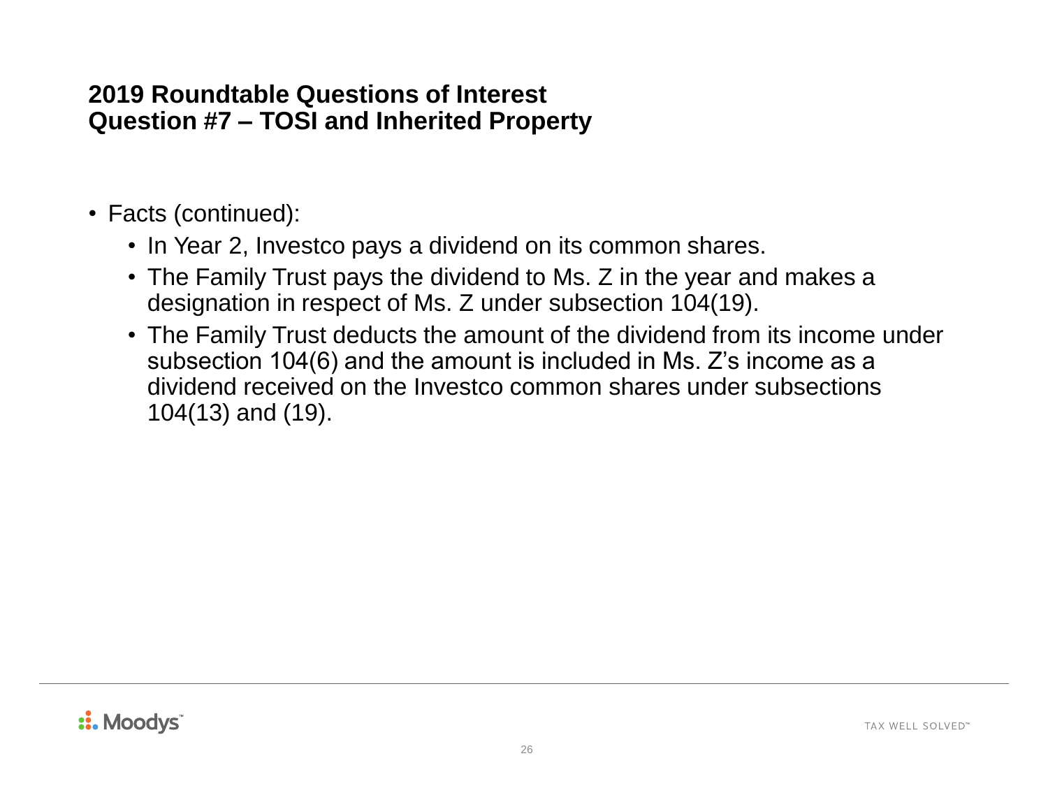## 2019 Roundtable Questions of Interest
## Question #7 – TOSI and Inherited Property

- Facts (continued):
  - In Year 2, Investco pays a dividend on its common shares.
  - The Family Trust pays the dividend to Ms. Z in the year and makes a designation in respect of Ms. Z under subsection 104(19).
  - The Family Trust deducts the amount of the dividend from its income under subsection 104(6) and the amount is included in Ms. Z's income as a dividend received on the Investco common shares under subsections 104(13) and (19).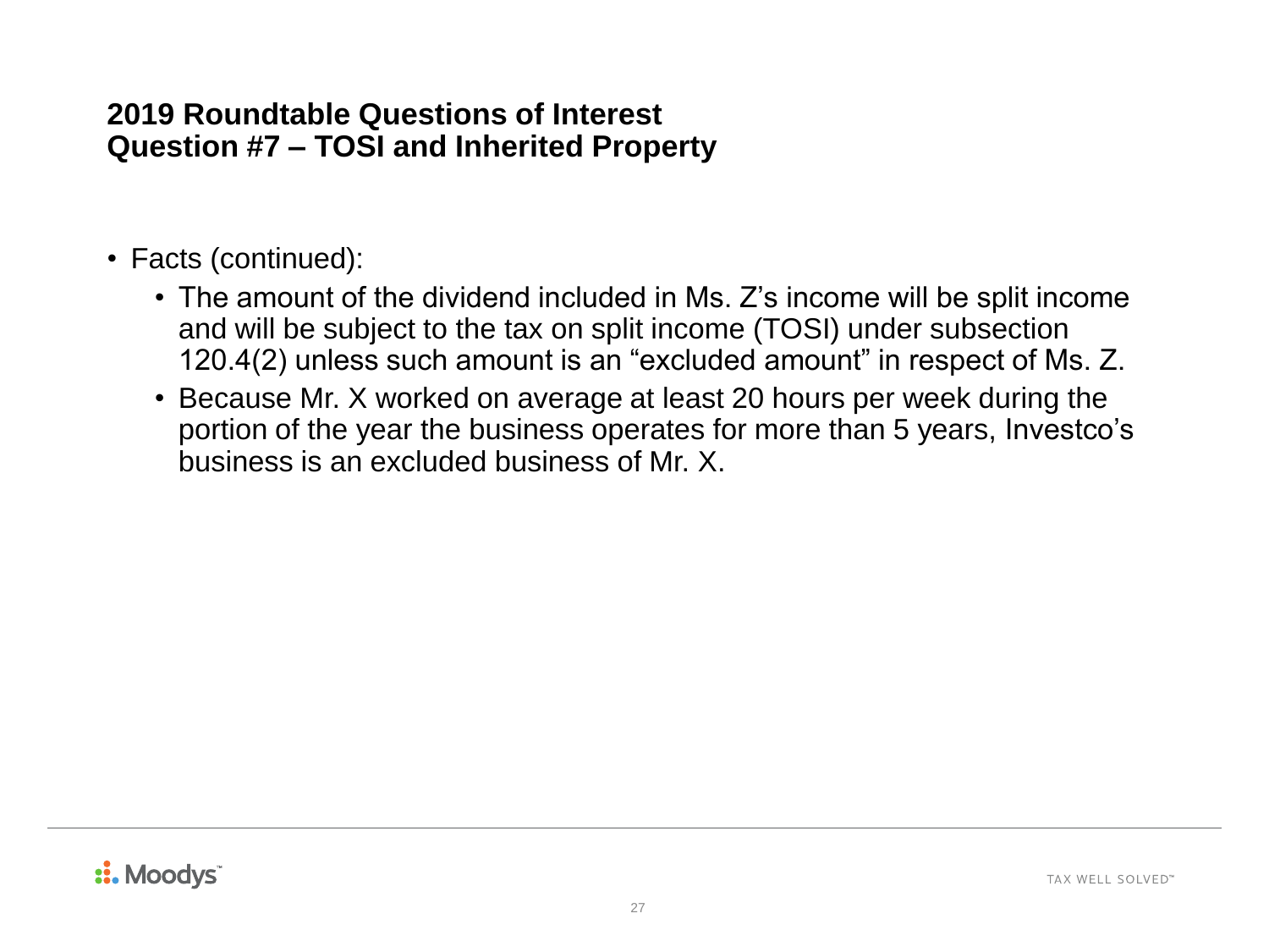## 2019 Roundtable Questions of Interest
## Question #7 – TOSI and Inherited Property

- Facts (continued):
  - The amount of the dividend included in Ms. Z's income will be split income and will be subject to the tax on split income (TOSI) under subsection 120.4(2) unless such amount is an "excluded amount" in respect of Ms. Z.
  - Because Mr. X worked on average at least 20 hours per week during the portion of the year the business operates for more than 5 years, Investco's business is an excluded business of Mr. X.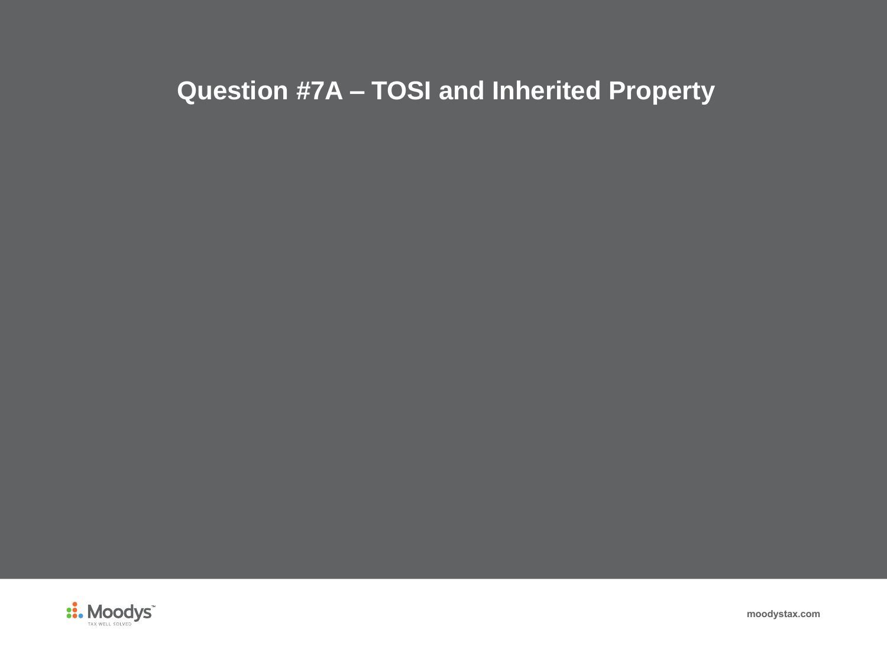# Question #7A – TOSI and Inherited Property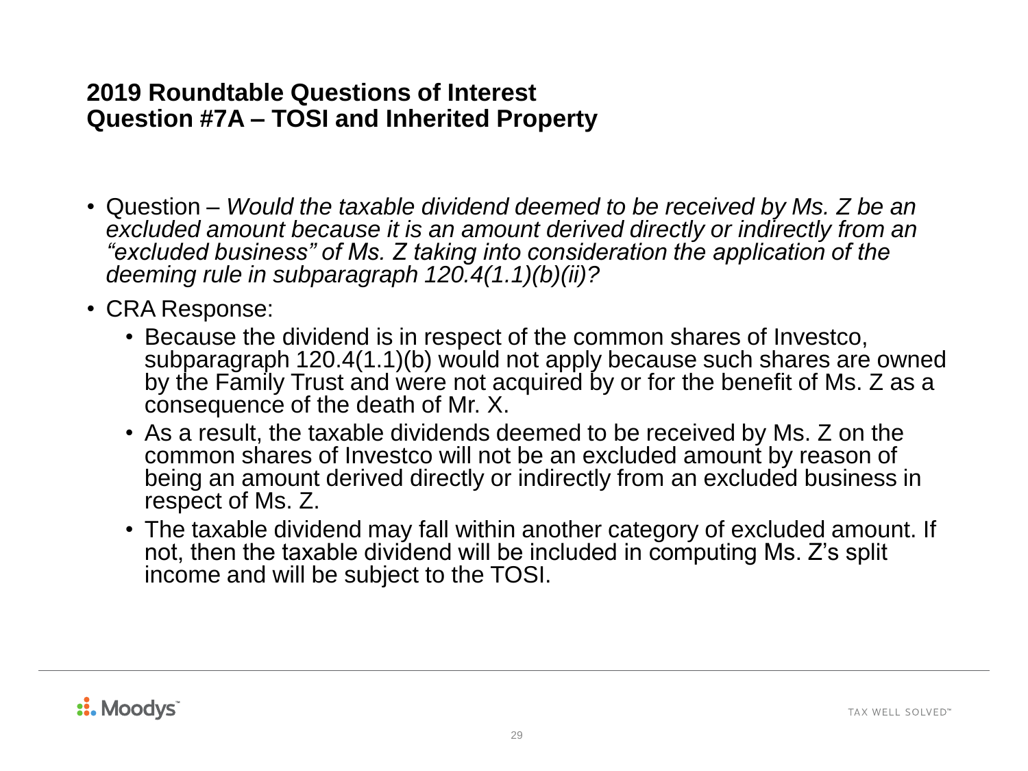## 2019 Roundtable Questions of Interest
## Question #7A – TOSI and Inherited Property

- Question – *Would the taxable dividend deemed to be received by Ms. Z be an excluded amount because it is an amount derived directly or indirectly from an "excluded business" of Ms. Z taking into consideration the application of the deeming rule in subparagraph 120.4(1.1)(b)(ii)?*
- CRA Response:
  - Because the dividend is in respect of the common shares of Investco, subparagraph 120.4(1.1)(b) would not apply because such shares are owned by the Family Trust and were not acquired by or for the benefit of Ms. Z as a consequence of the death of Mr. X.
  - As a result, the taxable dividends deemed to be received by Ms. Z on the common shares of Investco will not be an excluded amount by reason of being an amount derived directly or indirectly from an excluded business in respect of Ms. Z.
  - The taxable dividend may fall within another category of excluded amount. If not, then the taxable dividend will be included in computing Ms. Z's split income and will be subject to the TOSI.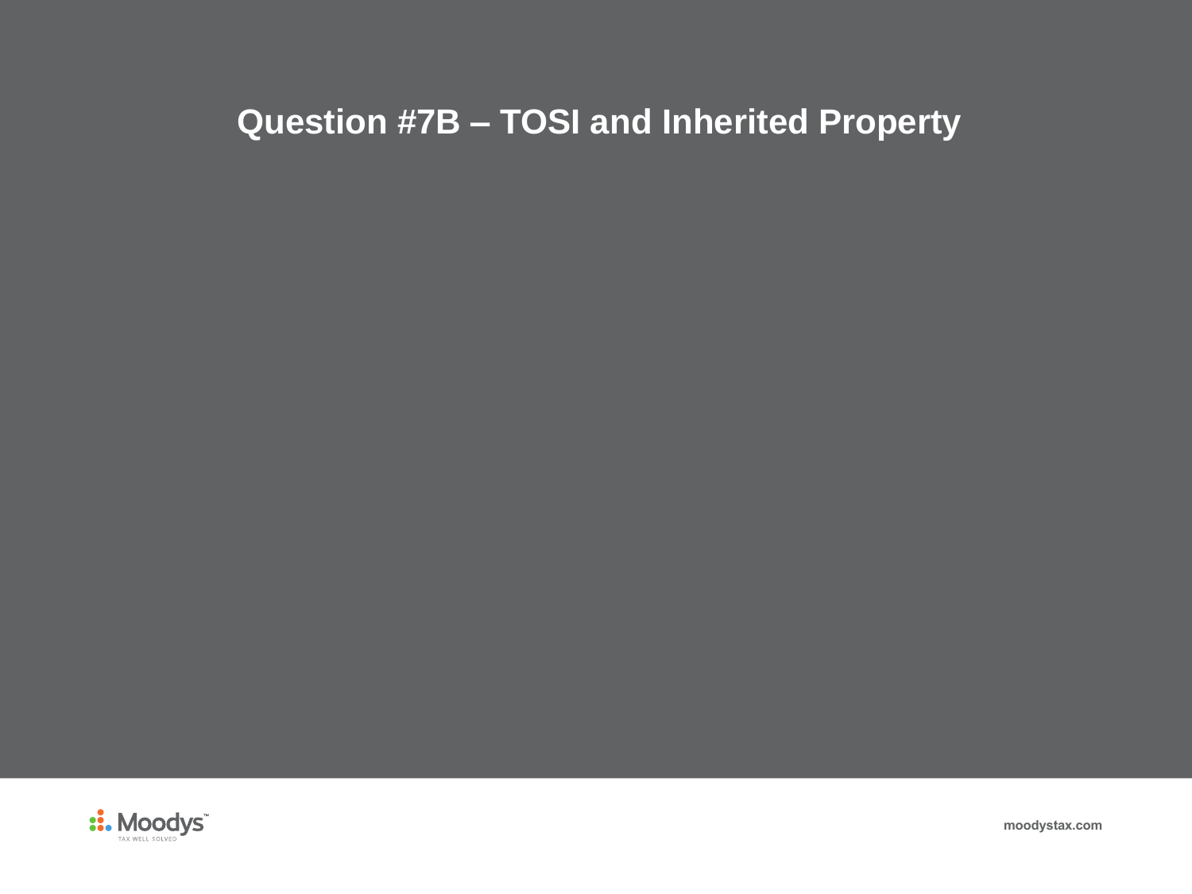# Question #7B – TOSI and Inherited Property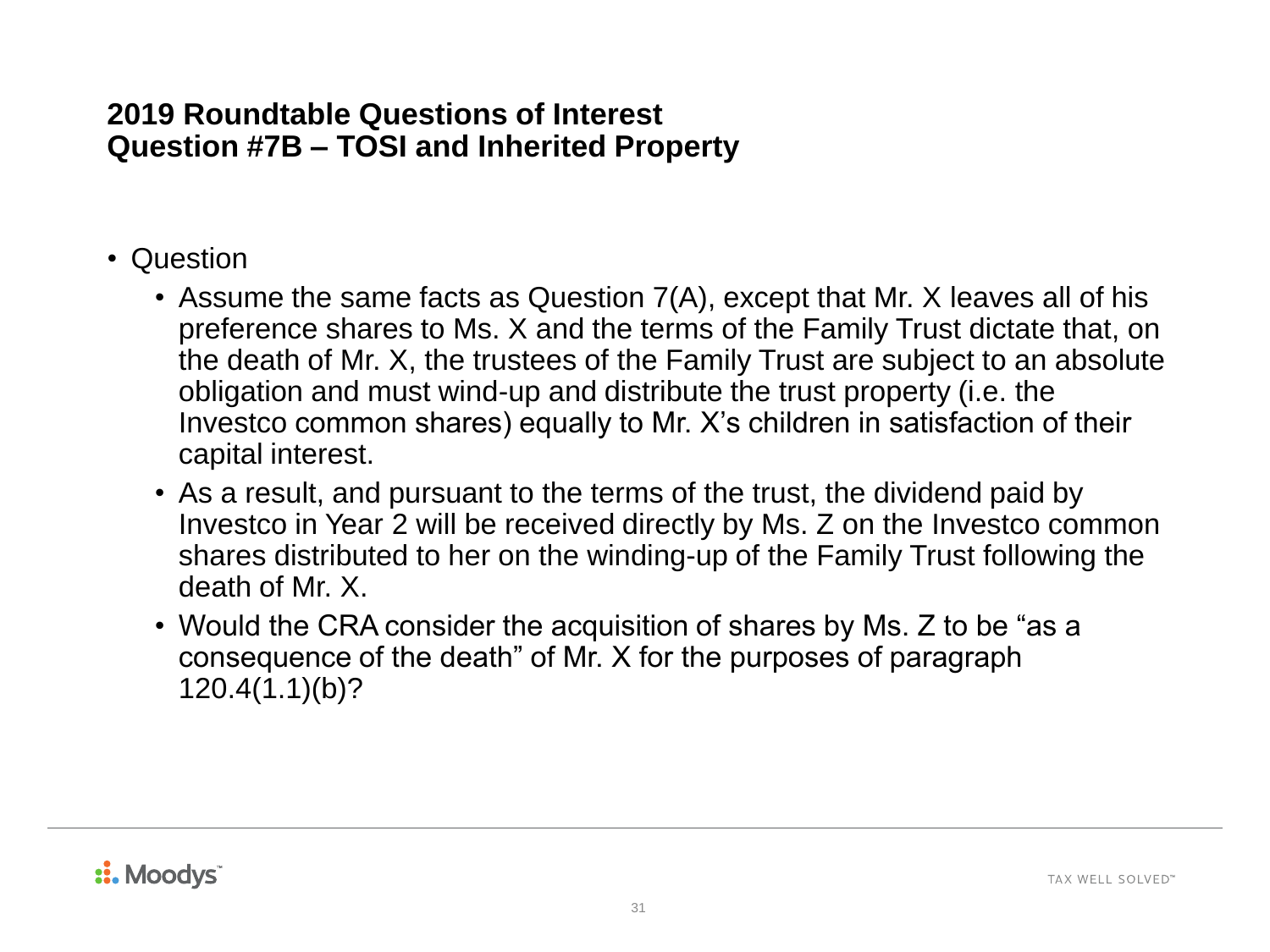## 2019 Roundtable Questions of Interest
## Question #7B – TOSI and Inherited Property

- Question
  - Assume the same facts as Question 7(A), except that Mr. X leaves all of his preference shares to Ms. X and the terms of the Family Trust dictate that, on the death of Mr. X, the trustees of the Family Trust are subject to an absolute obligation and must wind-up and distribute the trust property (i.e. the Investco common shares) equally to Mr. X's children in satisfaction of their capital interest.
  - As a result, and pursuant to the terms of the trust, the dividend paid by Investco in Year 2 will be received directly by Ms. Z on the Investco common shares distributed to her on the winding-up of the Family Trust following the death of Mr. X.
  - Would the CRA consider the acquisition of shares by Ms. Z to be "as a consequence of the death" of Mr. X for the purposes of paragraph 120.4(1.1)(b)?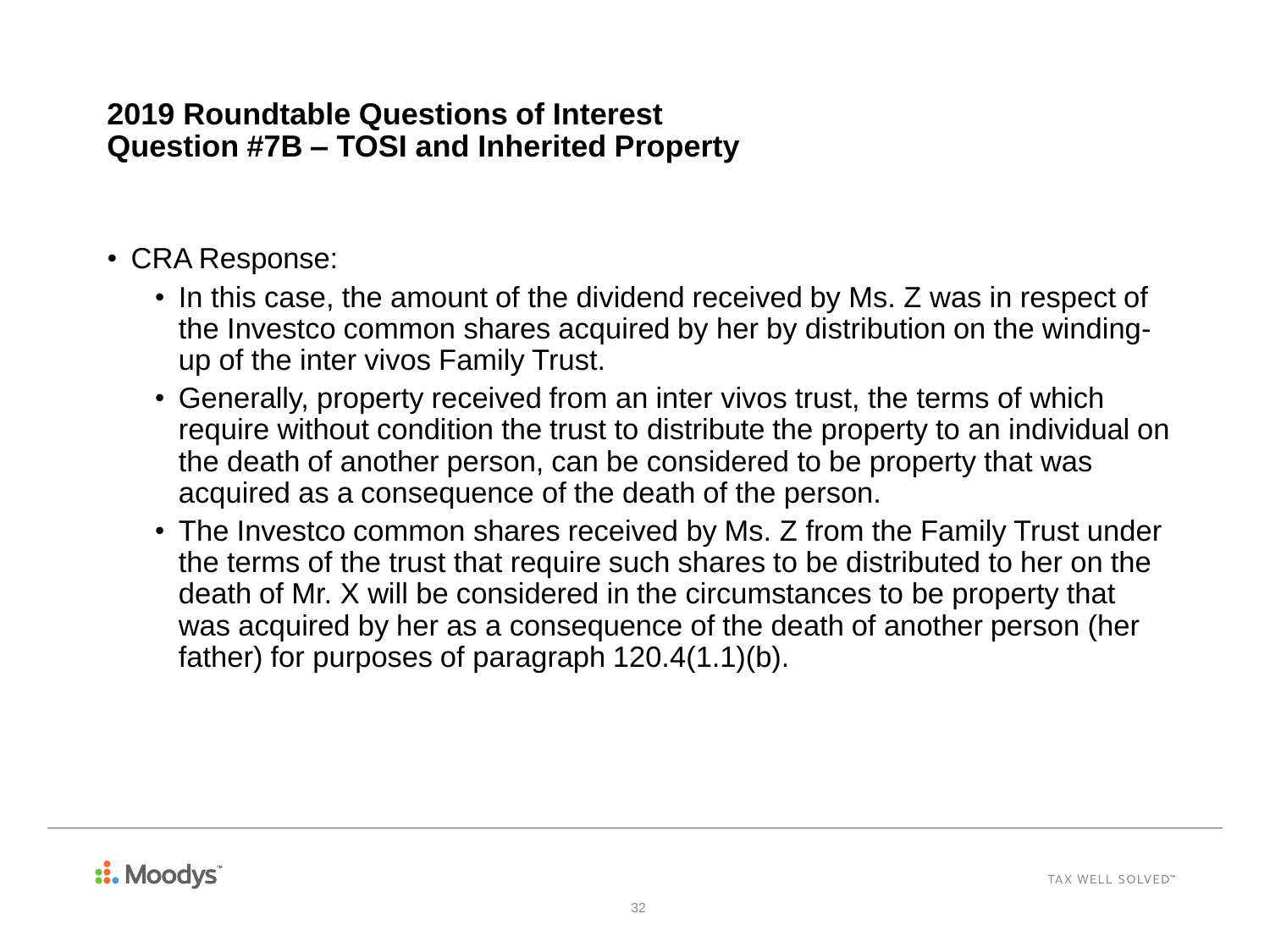## 2019 Roundtable Questions of Interest
## Question #7B – TOSI and Inherited Property

- CRA Response:
  - In this case, the amount of the dividend received by Ms. Z was in respect of the Investco common shares acquired by her by distribution on the winding-up of the inter vivos Family Trust.
  - Generally, property received from an inter vivos trust, the terms of which require without condition the trust to distribute the property to an individual on the death of another person, can be considered to be property that was acquired as a consequence of the death of the person.
  - The Investco common shares received by Ms. Z from the Family Trust under the terms of the trust that require such shares to be distributed to her on the death of Mr. X will be considered in the circumstances to be property that was acquired by her as a consequence of the death of another person (her father) for purposes of paragraph 120.4(1.1)(b).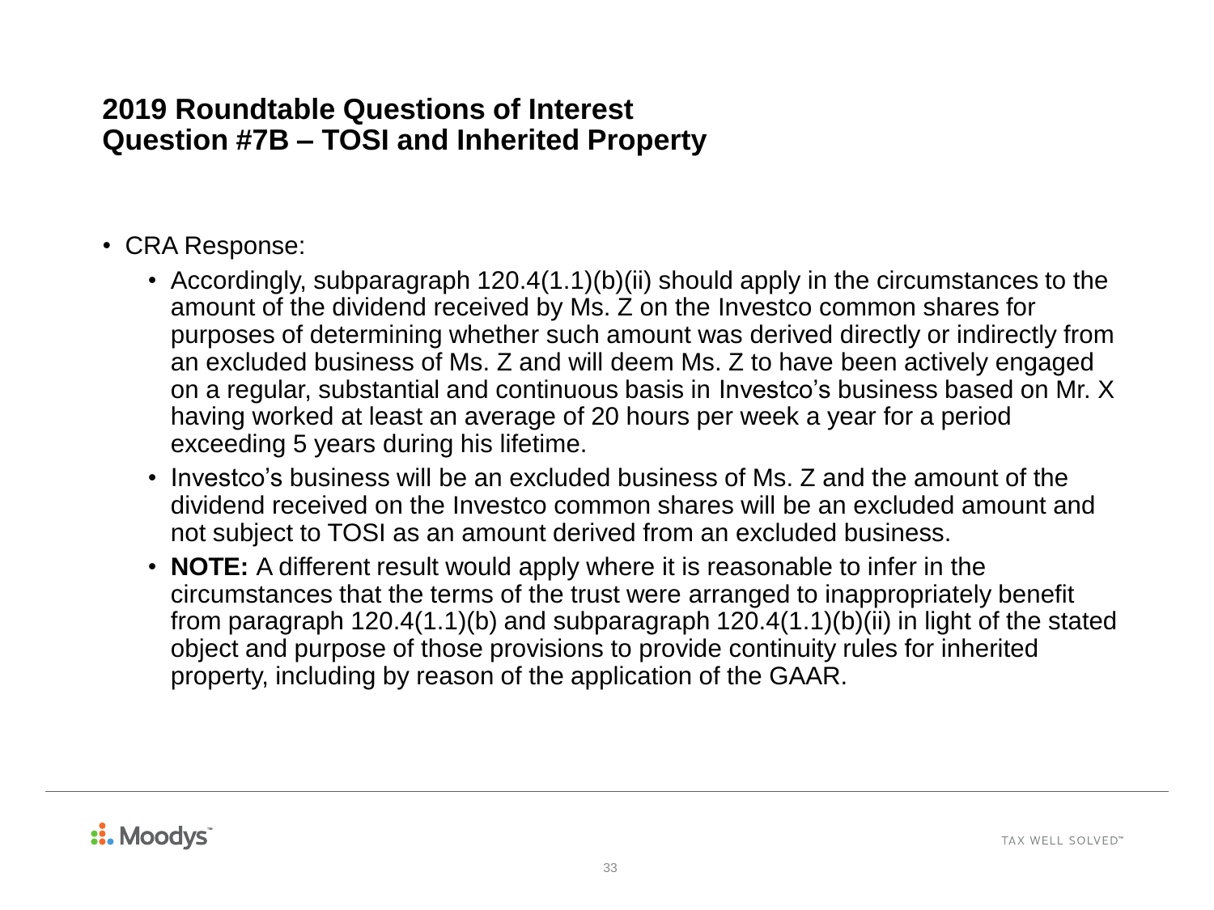## 2019 Roundtable Questions of Interest
## Question #7B – TOSI and Inherited Property

- CRA Response:
  - Accordingly, subparagraph 120.4(1.1)(b)(ii) should apply in the circumstances to the amount of the dividend received by Ms. Z on the Investco common shares for purposes of determining whether such amount was derived directly or indirectly from an excluded business of Ms. Z and will deem Ms. Z to have been actively engaged on a regular, substantial and continuous basis in Investco's business based on Mr. X having worked at least an average of 20 hours per week a year for a period exceeding 5 years during his lifetime.
  - Investco's business will be an excluded business of Ms. Z and the amount of the dividend received on the Investco common shares will be an excluded amount and not subject to TOSI as an amount derived from an excluded business.
  - **NOTE:** A different result would apply where it is reasonable to infer in the circumstances that the terms of the trust were arranged to inappropriately benefit from paragraph 120.4(1.1)(b) and subparagraph 120.4(1.1)(b)(ii) in light of the stated object and purpose of those provisions to provide continuity rules for inherited property, including by reason of the application of the GAAR.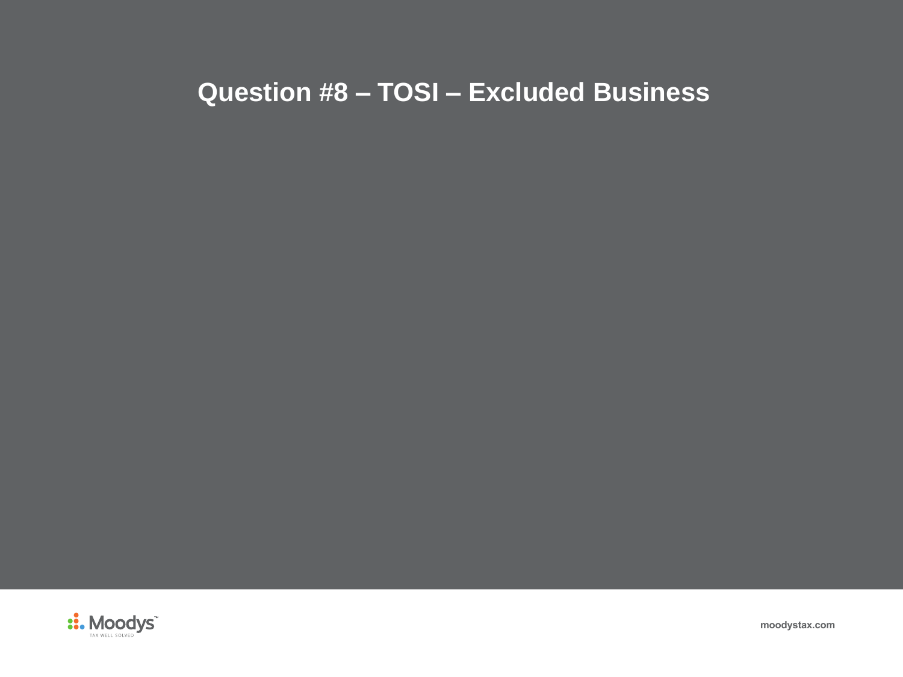# Question #8 – TOSI – Excluded Business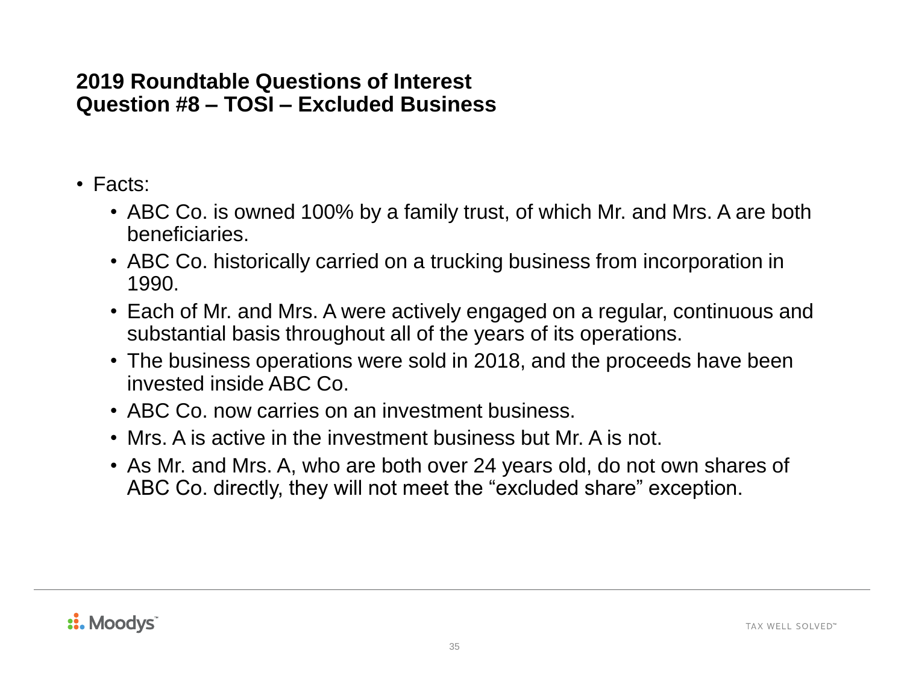## 2019 Roundtable Questions of Interest
## Question #8 – TOSI – Excluded Business

- Facts:
  - ABC Co. is owned 100% by a family trust, of which Mr. and Mrs. A are both beneficiaries.
  - ABC Co. historically carried on a trucking business from incorporation in 1990.
  - Each of Mr. and Mrs. A were actively engaged on a regular, continuous and substantial basis throughout all of the years of its operations.
  - The business operations were sold in 2018, and the proceeds have been invested inside ABC Co.
  - ABC Co. now carries on an investment business.
  - Mrs. A is active in the investment business but Mr. A is not.
  - As Mr. and Mrs. A, who are both over 24 years old, do not own shares of ABC Co. directly, they will not meet the "excluded share" exception.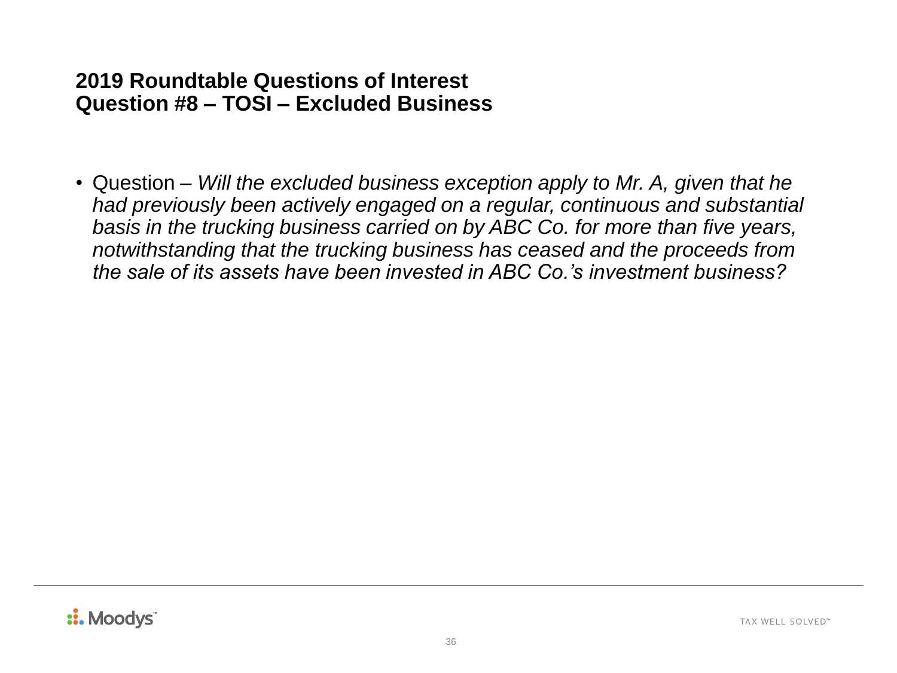## 2019 Roundtable Questions of Interest
## Question #8 – TOSI – Excluded Business

- Question – *Will the excluded business exception apply to Mr. A, given that he had previously been actively engaged on a regular, continuous and substantial basis in the trucking business carried on by ABC Co. for more than five years, notwithstanding that the trucking business has ceased and the proceeds from the sale of its assets have been invested in ABC Co.'s investment business?*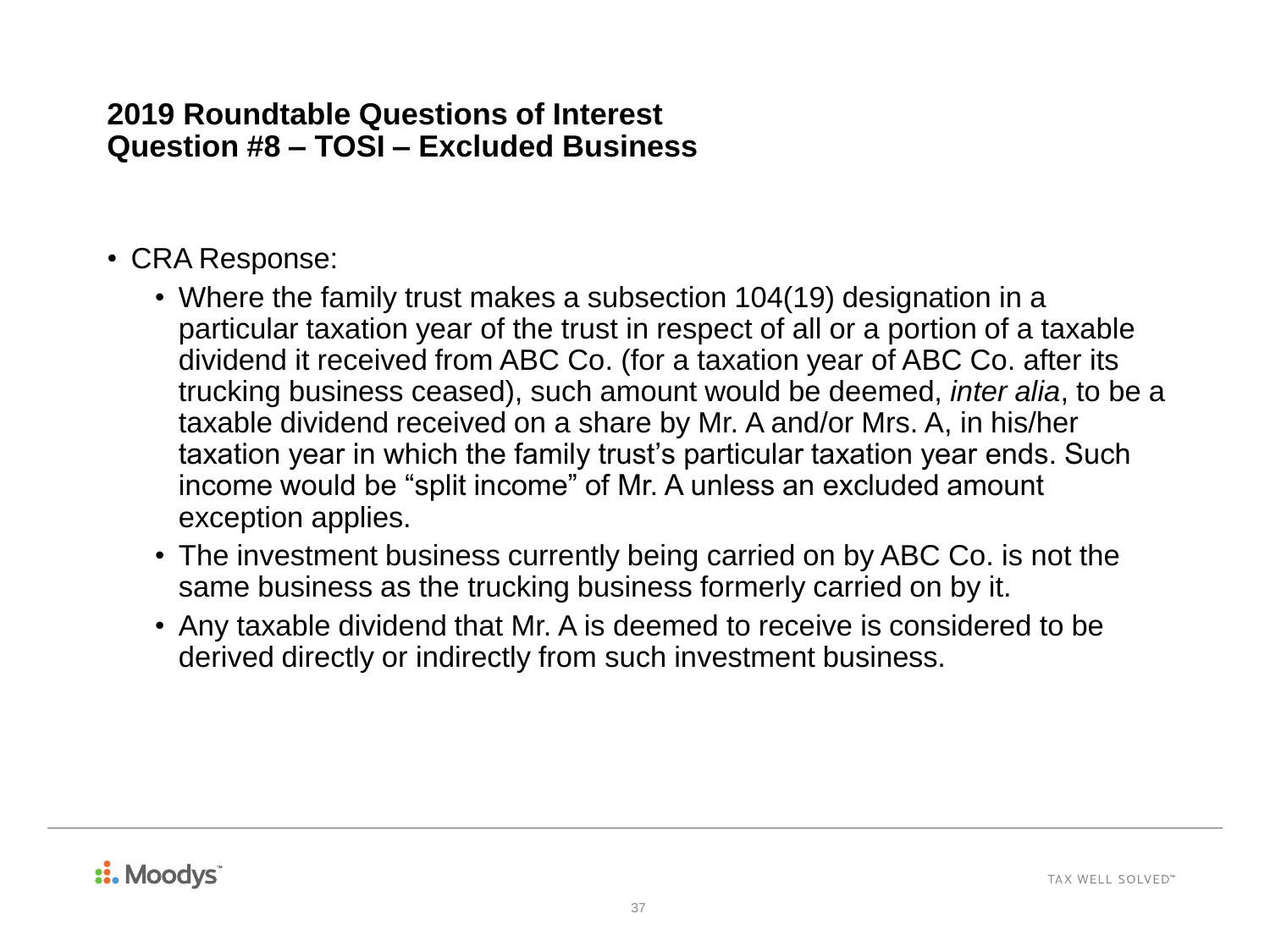## 2019 Roundtable Questions of Interest
## Question #8 – TOSI – Excluded Business

- CRA Response:
  - Where the family trust makes a subsection 104(19) designation in a particular taxation year of the trust in respect of all or a portion of a taxable dividend it received from ABC Co. (for a taxation year of ABC Co. after its trucking business ceased), such amount would be deemed, *inter alia*, to be a taxable dividend received on a share by Mr. A and/or Mrs. A, in his/her taxation year in which the family trust's particular taxation year ends. Such income would be "split income" of Mr. A unless an excluded amount exception applies.
  - The investment business currently being carried on by ABC Co. is not the same business as the trucking business formerly carried on by it.
  - Any taxable dividend that Mr. A is deemed to receive is considered to be derived directly or indirectly from such investment business.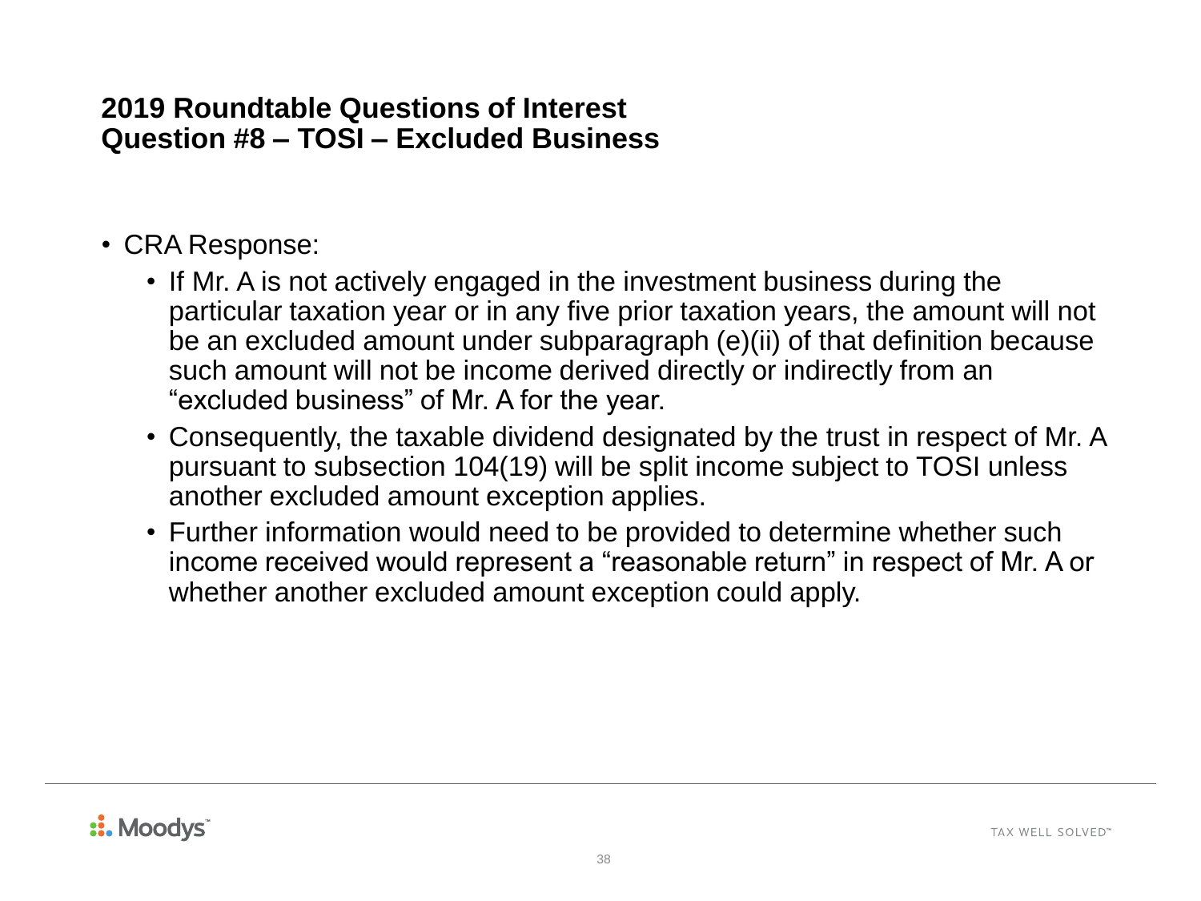## 2019 Roundtable Questions of Interest
## Question #8 – TOSI – Excluded Business

- CRA Response:
  - If Mr. A is not actively engaged in the investment business during the particular taxation year or in any five prior taxation years, the amount will not be an excluded amount under subparagraph (e)(ii) of that definition because such amount will not be income derived directly or indirectly from an "excluded business" of Mr. A for the year.
  - Consequently, the taxable dividend designated by the trust in respect of Mr. A pursuant to subsection 104(19) will be split income subject to TOSI unless another excluded amount exception applies.
  - Further information would need to be provided to determine whether such income received would represent a "reasonable return" in respect of Mr. A or whether another excluded amount exception could apply.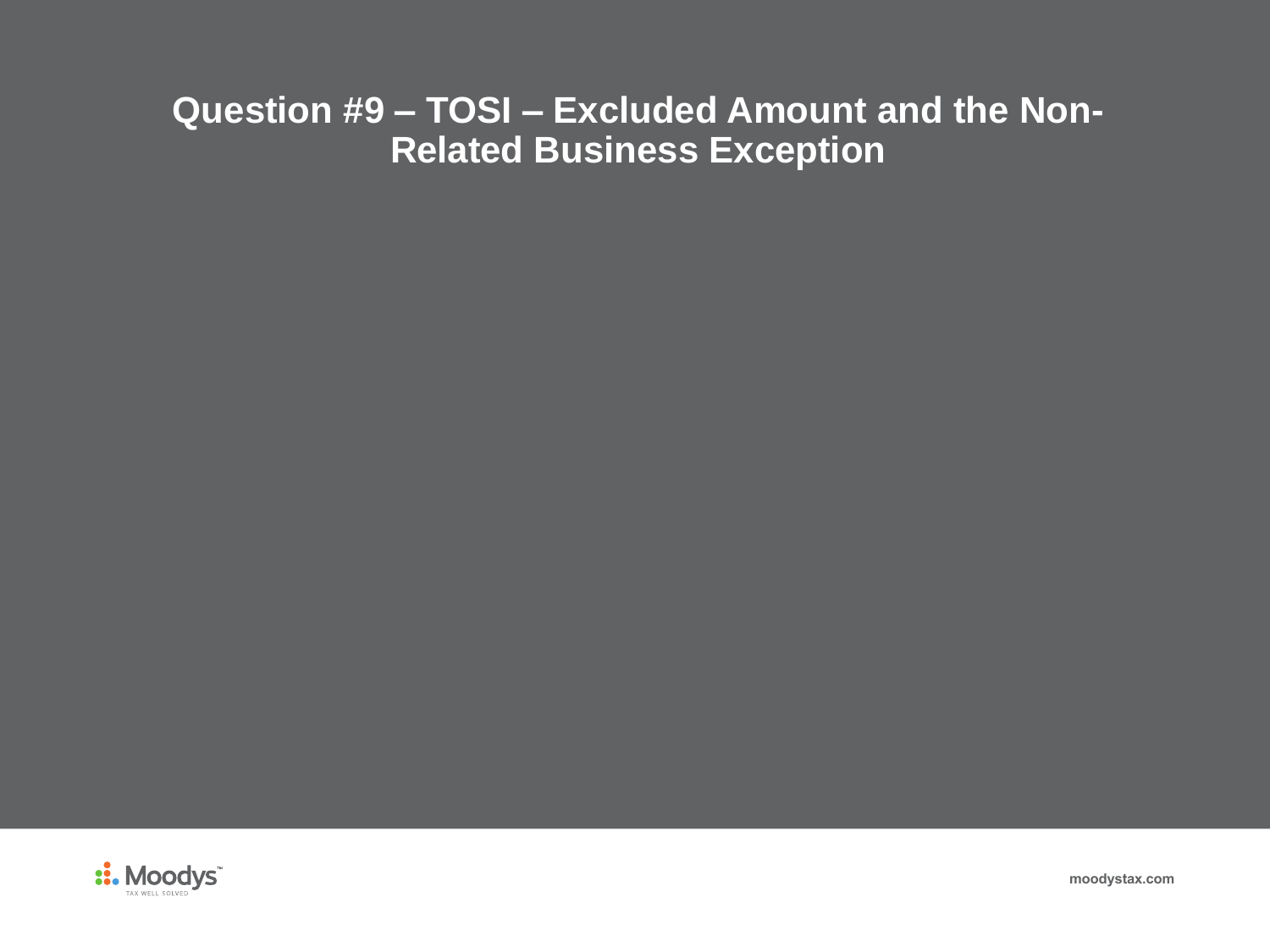# Question #9 – TOSI – Excluded Amount and the Non-Related Business Exception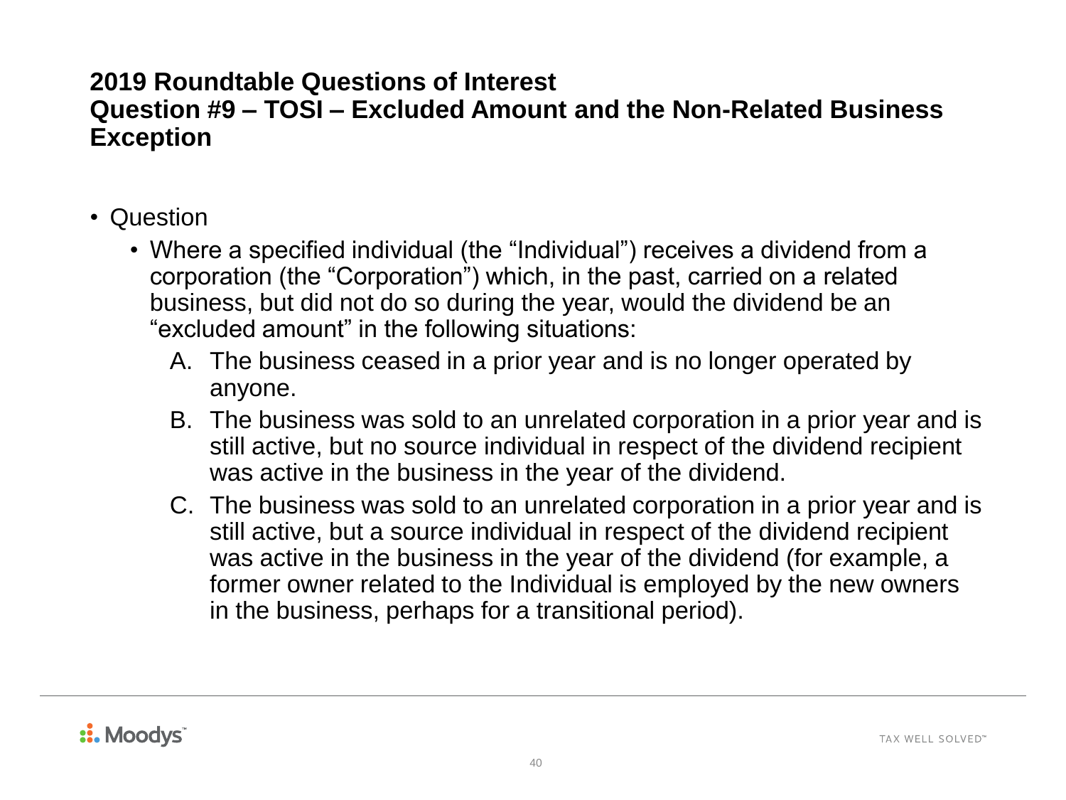## 2019 Roundtable Questions of Interest
## Question #9 – TOSI – Excluded Amount and the Non-Related Business Exception

- Question
  - Where a specified individual (the "Individual") receives a dividend from a corporation (the "Corporation") which, in the past, carried on a related business, but did not do so during the year, would the dividend be an "excluded amount" in the following situations:
    A. The business ceased in a prior year and is no longer operated by anyone.
    B. The business was sold to an unrelated corporation in a prior year and is still active, but no source individual in respect of the dividend recipient was active in the business in the year of the dividend.
    C. The business was sold to an unrelated corporation in a prior year and is still active, but a source individual in respect of the dividend recipient was active in the business in the year of the dividend (for example, a former owner related to the Individual is employed by the new owners in the business, perhaps for a transitional period).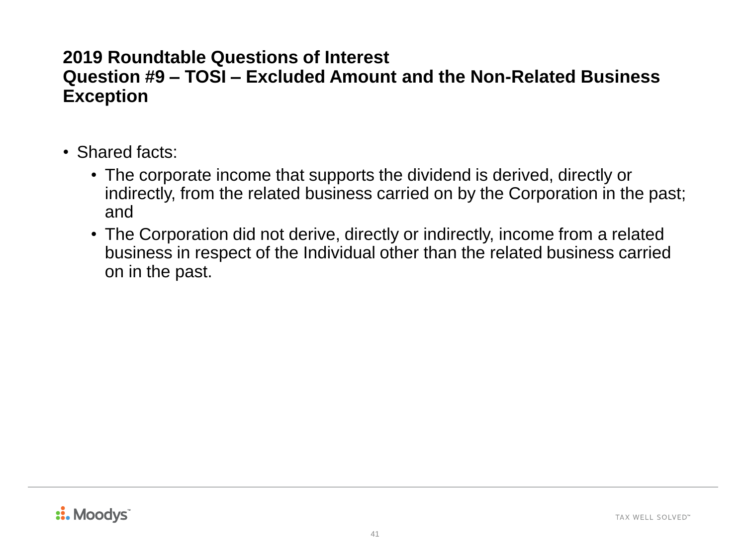## 2019 Roundtable Questions of Interest
## Question #9 – TOSI – Excluded Amount and the Non-Related Business Exception

- Shared facts:
  - The corporate income that supports the dividend is derived, directly or indirectly, from the related business carried on by the Corporation in the past; and
  - The Corporation did not derive, directly or indirectly, income from a related business in respect of the Individual other than the related business carried on in the past.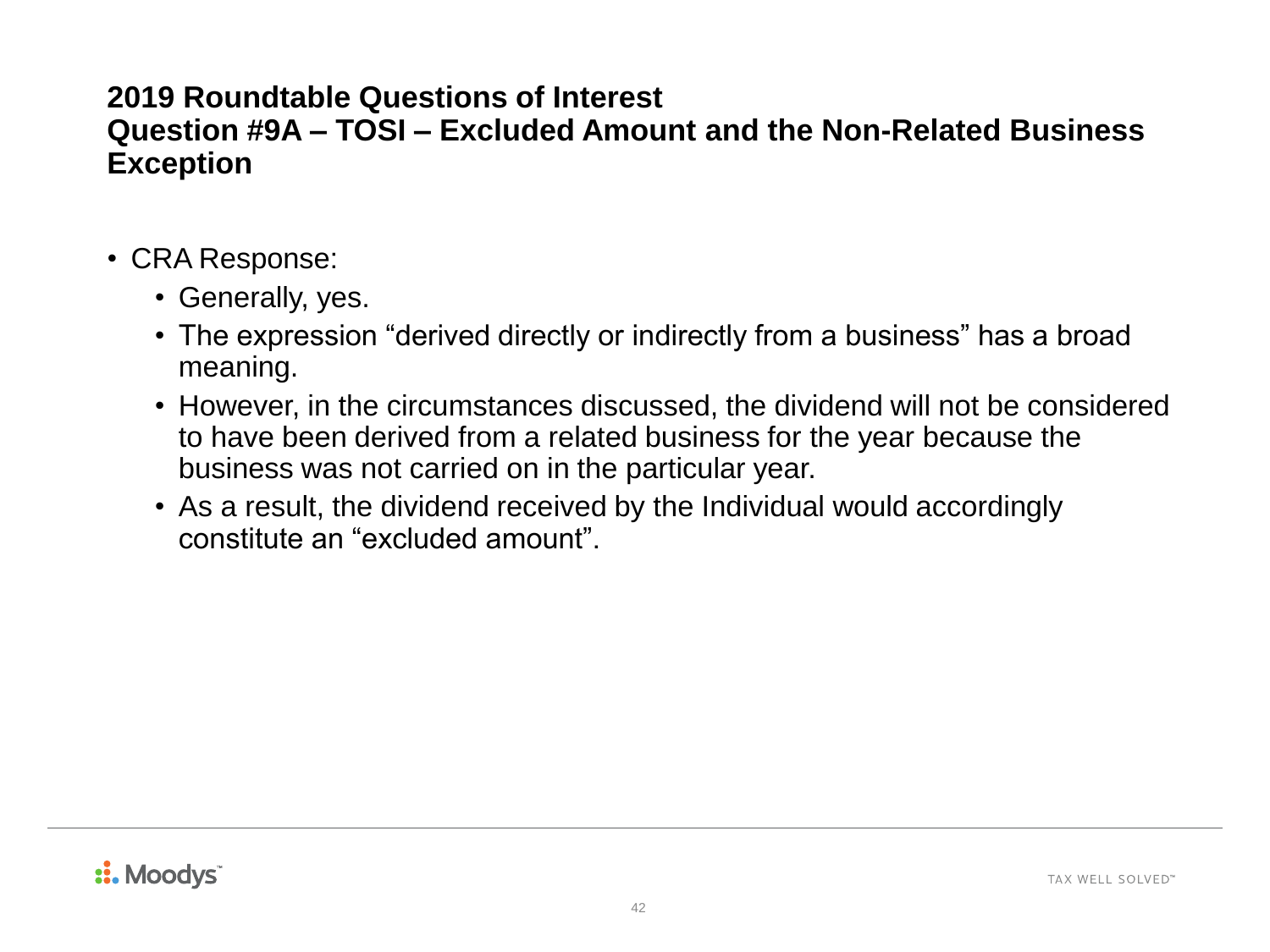## 2019 Roundtable Questions of Interest
## Question #9A – TOSI – Excluded Amount and the Non-Related Business Exception

- CRA Response:
  - Generally, yes.
  - The expression “derived directly or indirectly from a business” has a broad meaning.
  - However, in the circumstances discussed, the dividend will not be considered to have been derived from a related business for the year because the business was not carried on in the particular year.
  - As a result, the dividend received by the Individual would accordingly constitute an “excluded amount”.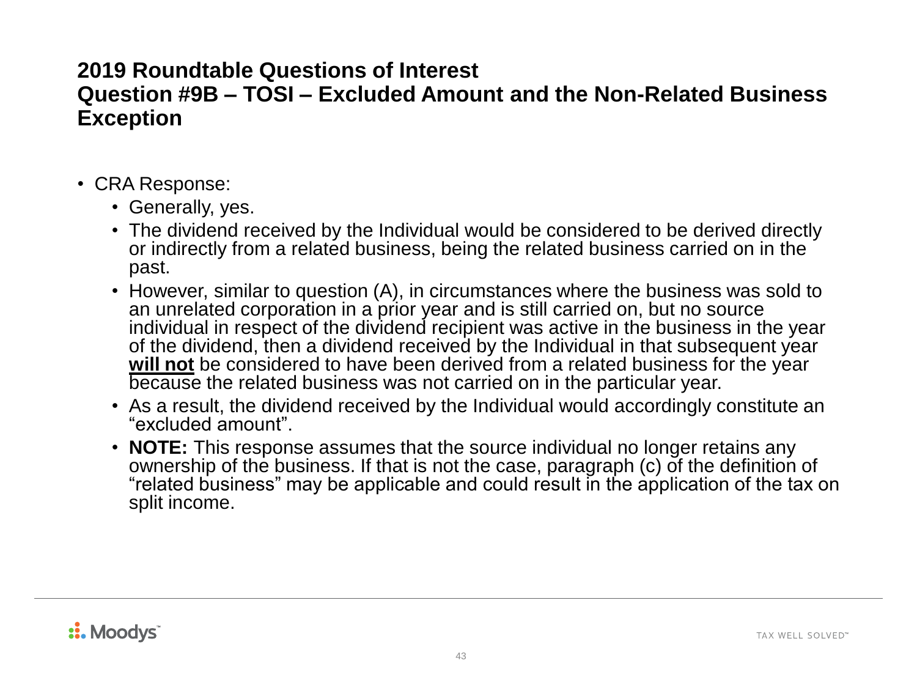## 2019 Roundtable Questions of Interest
## Question #9B – TOSI – Excluded Amount and the Non-Related Business Exception

- CRA Response:
  - Generally, yes.
  - The dividend received by the Individual would be considered to be derived directly or indirectly from a related business, being the related business carried on in the past.
  - However, similar to question (A), in circumstances where the business was sold to an unrelated corporation in a prior year and is still carried on, but no source individual in respect of the dividend recipient was active in the business in the year of the dividend, then a dividend received by the Individual in that subsequent year **will not** be considered to have been derived from a related business for the year because the related business was not carried on in the particular year.
  - As a result, the dividend received by the Individual would accordingly constitute an "excluded amount".
  - **NOTE:** This response assumes that the source individual no longer retains any ownership of the business. If that is not the case, paragraph (c) of the definition of "related business" may be applicable and could result in the application of the tax on split income.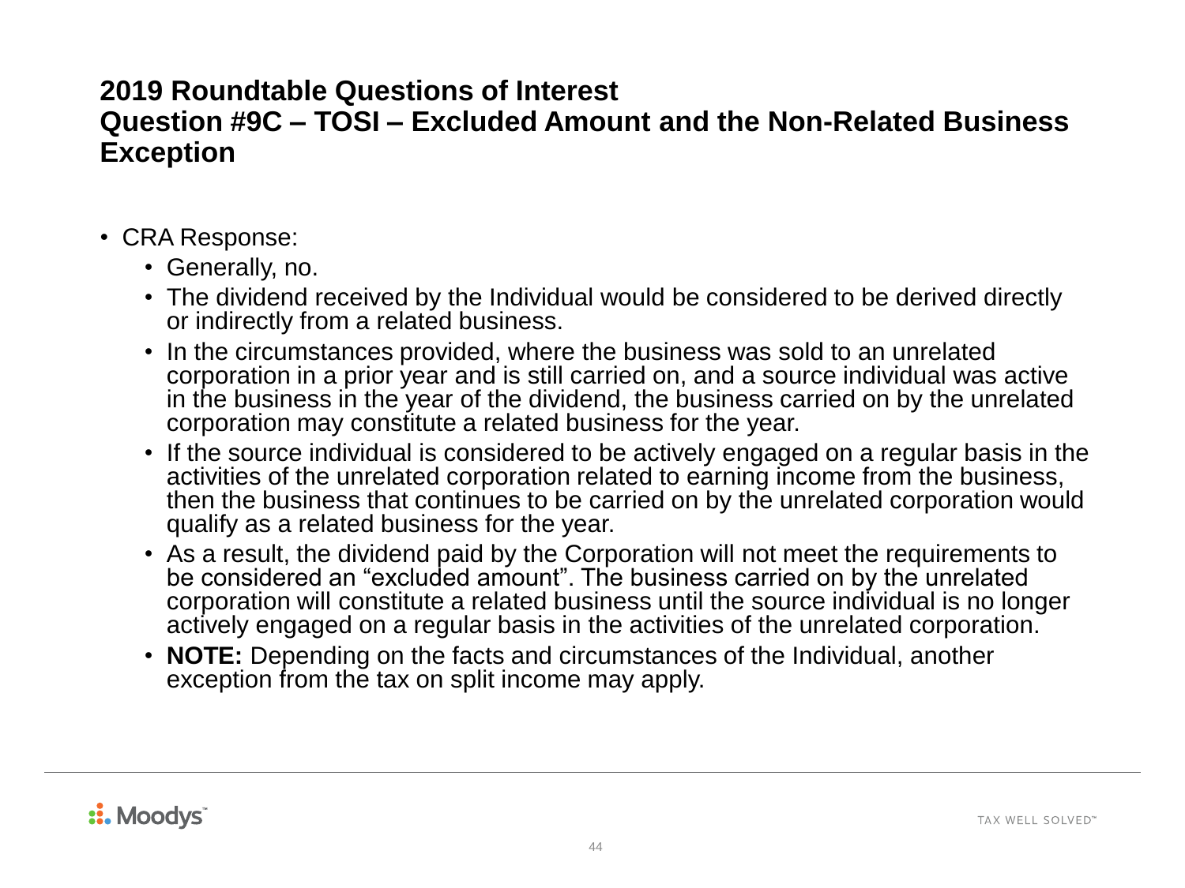# 2019 Roundtable Questions of Interest
# Question #9C – TOSI – Excluded Amount and the Non-Related Business Exception

- CRA Response:
  - Generally, no.
  - The dividend received by the Individual would be considered to be derived directly or indirectly from a related business.
  - In the circumstances provided, where the business was sold to an unrelated corporation in a prior year and is still carried on, and a source individual was active in the business in the year of the dividend, the business carried on by the unrelated corporation may constitute a related business for the year.
  - If the source individual is considered to be actively engaged on a regular basis in the activities of the unrelated corporation related to earning income from the business, then the business that continues to be carried on by the unrelated corporation would qualify as a related business for the year.
  - As a result, the dividend paid by the Corporation will not meet the requirements to be considered an "excluded amount". The business carried on by the unrelated corporation will constitute a related business until the source individual is no longer actively engaged on a regular basis in the activities of the unrelated corporation.
  - **NOTE:** Depending on the facts and circumstances of the Individual, another exception from the tax on split income may apply.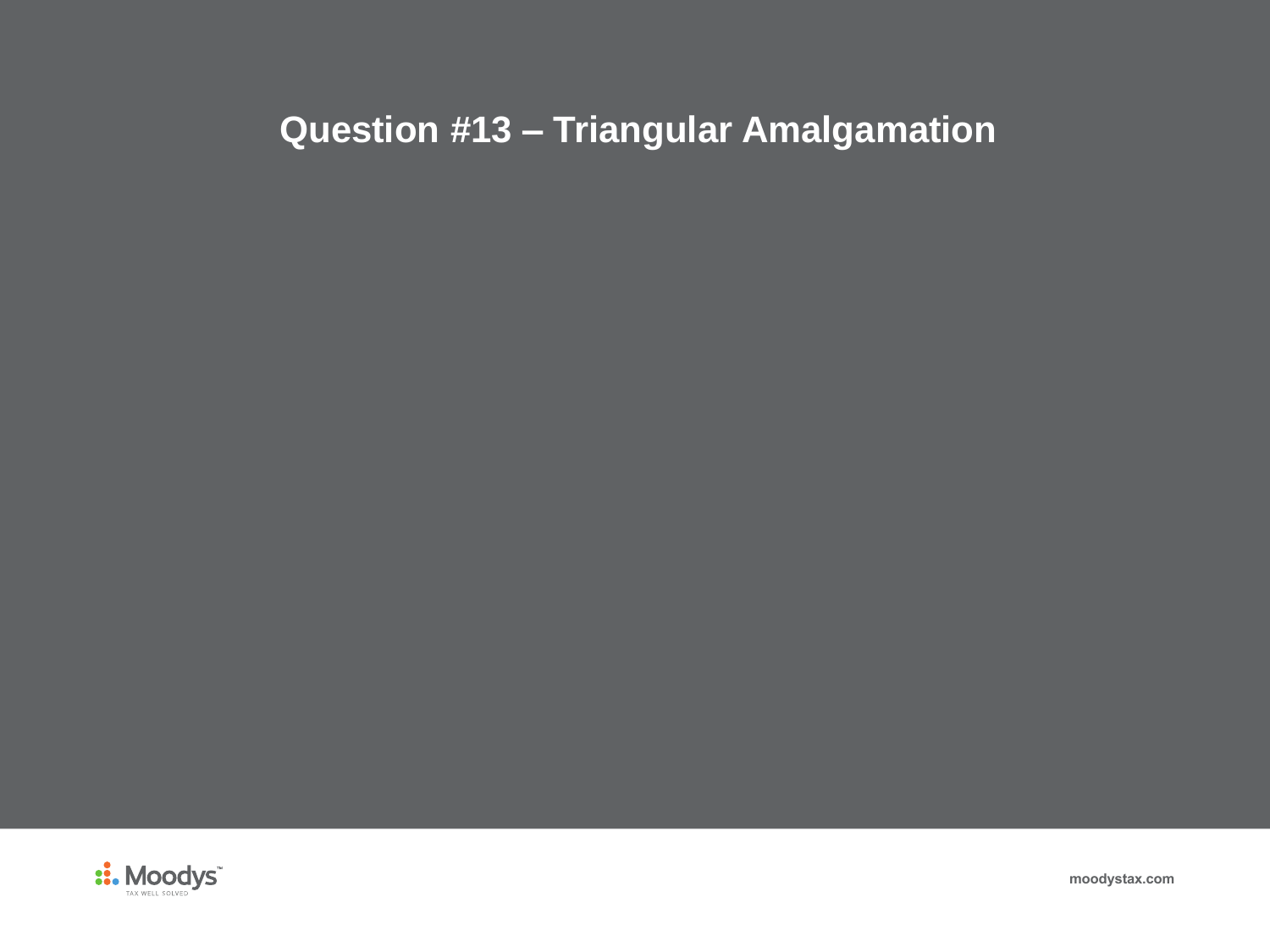# Question #13 – Triangular Amalgamation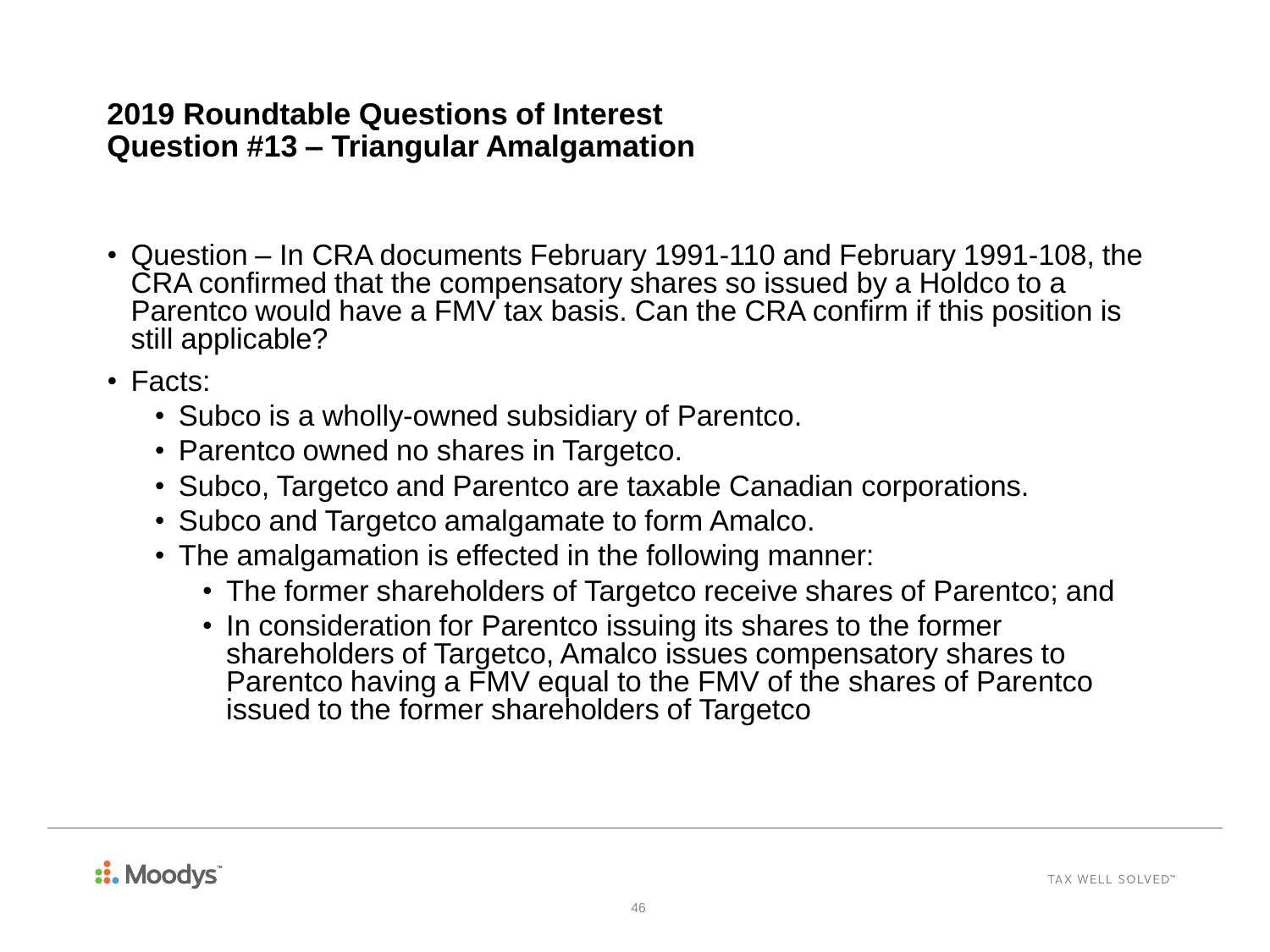## 2019 Roundtable Questions of Interest
## Question #13 – Triangular Amalgamation

- Question – In CRA documents February 1991-110 and February 1991-108, the CRA confirmed that the compensatory shares so issued by a Holdco to a Parentco would have a FMV tax basis. Can the CRA confirm if this position is still applicable?
- Facts:
  - Subco is a wholly-owned subsidiary of Parentco.
  - Parentco owned no shares in Targetco.
  - Subco, Targetco and Parentco are taxable Canadian corporations.
  - Subco and Targetco amalgamate to form Amalco.
  - The amalgamation is effected in the following manner:
    - The former shareholders of Targetco receive shares of Parentco; and
    - In consideration for Parentco issuing its shares to the former shareholders of Targetco, Amalco issues compensatory shares to Parentco having a FMV equal to the FMV of the shares of Parentco issued to the former shareholders of Targetco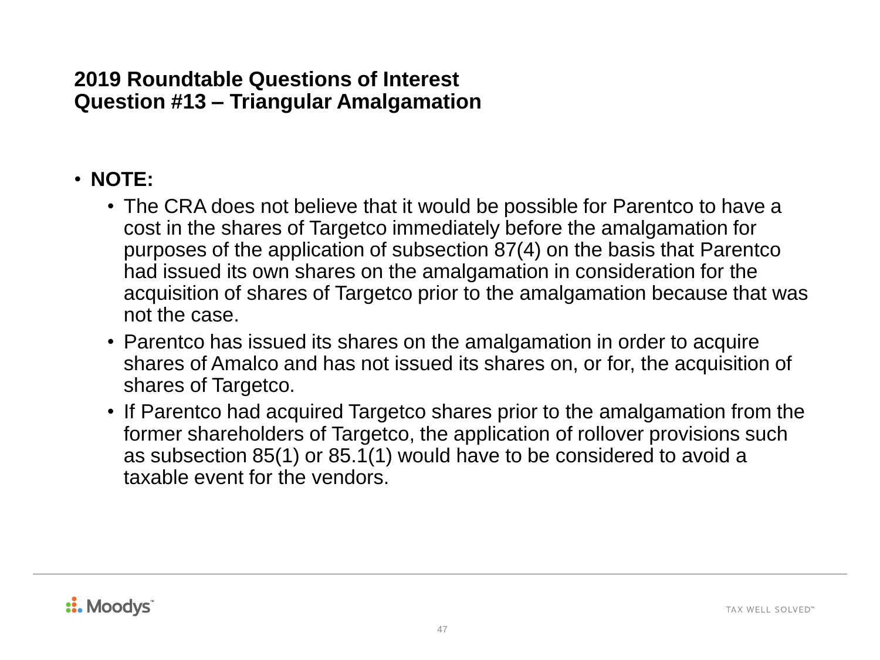## 2019 Roundtable Questions of Interest
## Question #13 – Triangular Amalgamation

- **NOTE:**
  - The CRA does not believe that it would be possible for Parentco to have a cost in the shares of Targetco immediately before the amalgamation for purposes of the application of subsection 87(4) on the basis that Parentco had issued its own shares on the amalgamation in consideration for the acquisition of shares of Targetco prior to the amalgamation because that was not the case.
  - Parentco has issued its shares on the amalgamation in order to acquire shares of Amalco and has not issued its shares on, or for, the acquisition of shares of Targetco.
  - If Parentco had acquired Targetco shares prior to the amalgamation from the former shareholders of Targetco, the application of rollover provisions such as subsection 85(1) or 85.1(1) would have to be considered to avoid a taxable event for the vendors.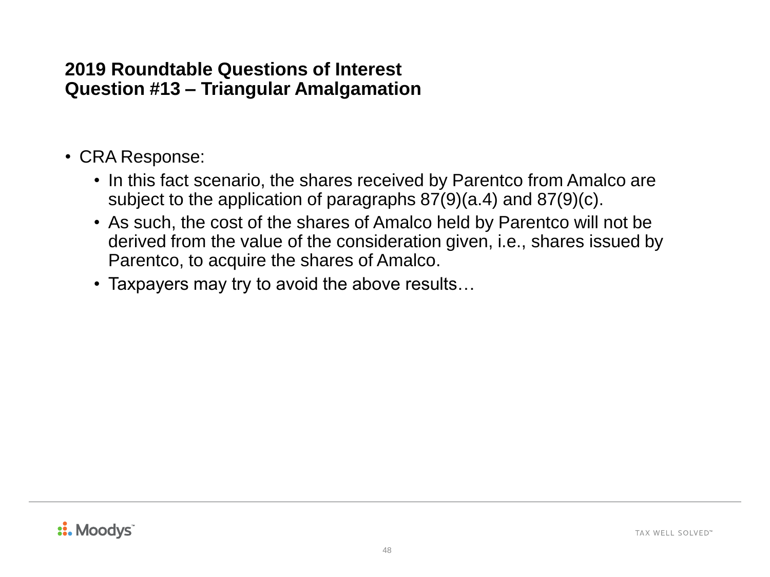## 2019 Roundtable Questions of Interest
## Question #13 – Triangular Amalgamation

- CRA Response:
  - In this fact scenario, the shares received by Parentco from Amalco are subject to the application of paragraphs 87(9)(a.4) and 87(9)(c).
  - As such, the cost of the shares of Amalco held by Parentco will not be derived from the value of the consideration given, i.e., shares issued by Parentco, to acquire the shares of Amalco.
  - Taxpayers may try to avoid the above results…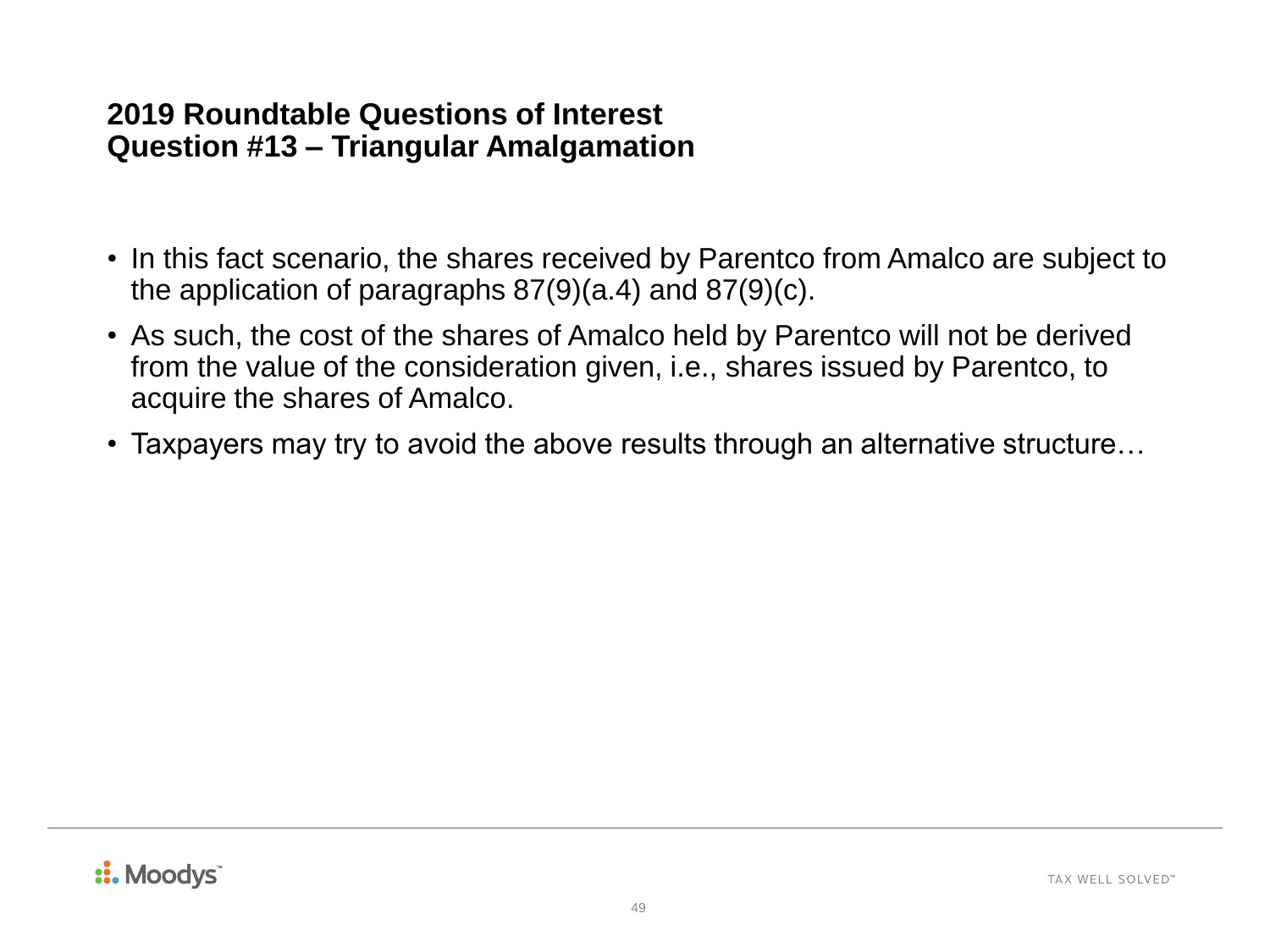## 2019 Roundtable Questions of Interest
## Question #13 – Triangular Amalgamation

- In this fact scenario, the shares received by Parentco from Amalco are subject to the application of paragraphs 87(9)(a.4) and 87(9)(c).
- As such, the cost of the shares of Amalco held by Parentco will not be derived from the value of the consideration given, i.e., shares issued by Parentco, to acquire the shares of Amalco.
- Taxpayers may try to avoid the above results through an alternative structure…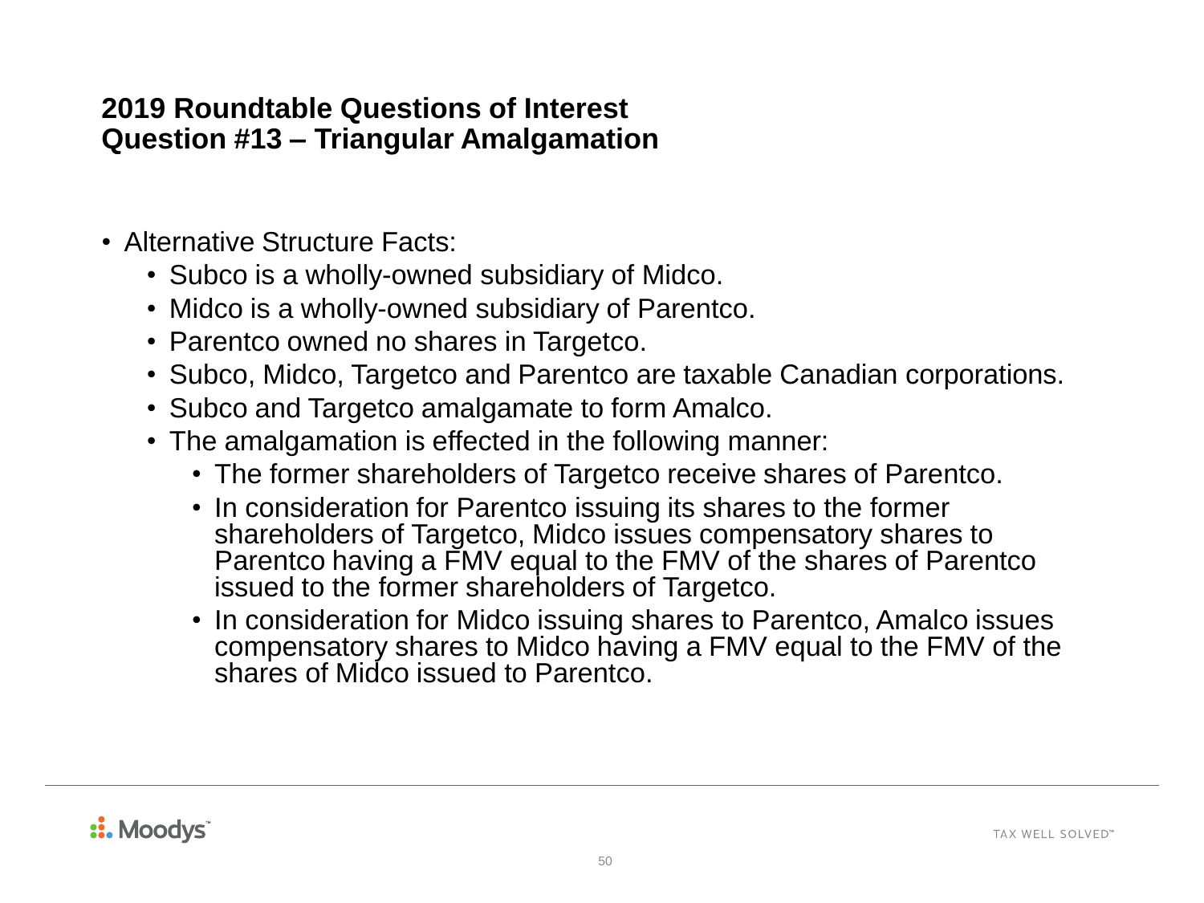## 2019 Roundtable Questions of Interest
## Question #13 – Triangular Amalgamation

- Alternative Structure Facts:
  - Subco is a wholly-owned subsidiary of Midco.
  - Midco is a wholly-owned subsidiary of Parentco.
  - Parentco owned no shares in Targetco.
  - Subco, Midco, Targetco and Parentco are taxable Canadian corporations.
  - Subco and Targetco amalgamate to form Amalco.
  - The amalgamation is effected in the following manner:
    - The former shareholders of Targetco receive shares of Parentco.
    - In consideration for Parentco issuing its shares to the former shareholders of Targetco, Midco issues compensatory shares to Parentco having a FMV equal to the FMV of the shares of Parentco issued to the former shareholders of Targetco.
    - In consideration for Midco issuing shares to Parentco, Amalco issues compensatory shares to Midco having a FMV equal to the FMV of the shares of Midco issued to Parentco.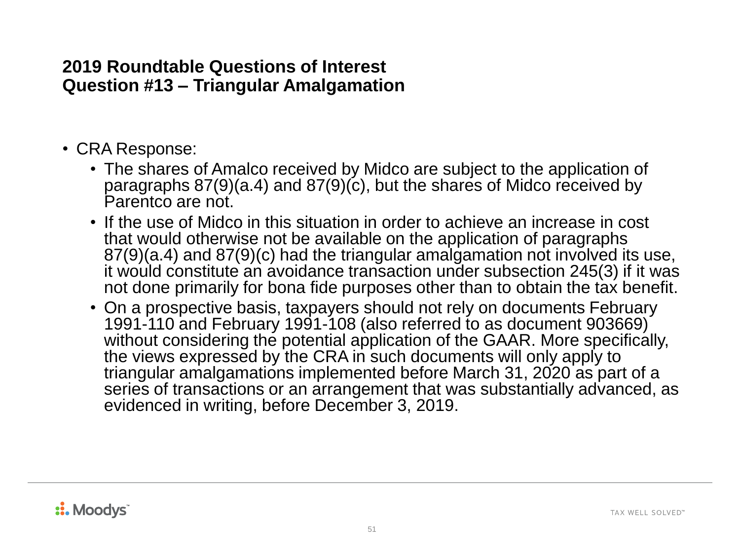## 2019 Roundtable Questions of Interest
## Question #13 – Triangular Amalgamation

- CRA Response:
  - The shares of Amalco received by Midco are subject to the application of paragraphs 87(9)(a.4) and 87(9)(c), but the shares of Midco received by Parentco are not.
  - If the use of Midco in this situation in order to achieve an increase in cost that would otherwise not be available on the application of paragraphs 87(9)(a.4) and 87(9)(c) had the triangular amalgamation not involved its use, it would constitute an avoidance transaction under subsection 245(3) if it was not done primarily for bona fide purposes other than to obtain the tax benefit.
  - On a prospective basis, taxpayers should not rely on documents February 1991-110 and February 1991-108 (also referred to as document 903669) without considering the potential application of the GAAR. More specifically, the views expressed by the CRA in such documents will only apply to triangular amalgamations implemented before March 31, 2020 as part of a series of transactions or an arrangement that was substantially advanced, as evidenced in writing, before December 3, 2019.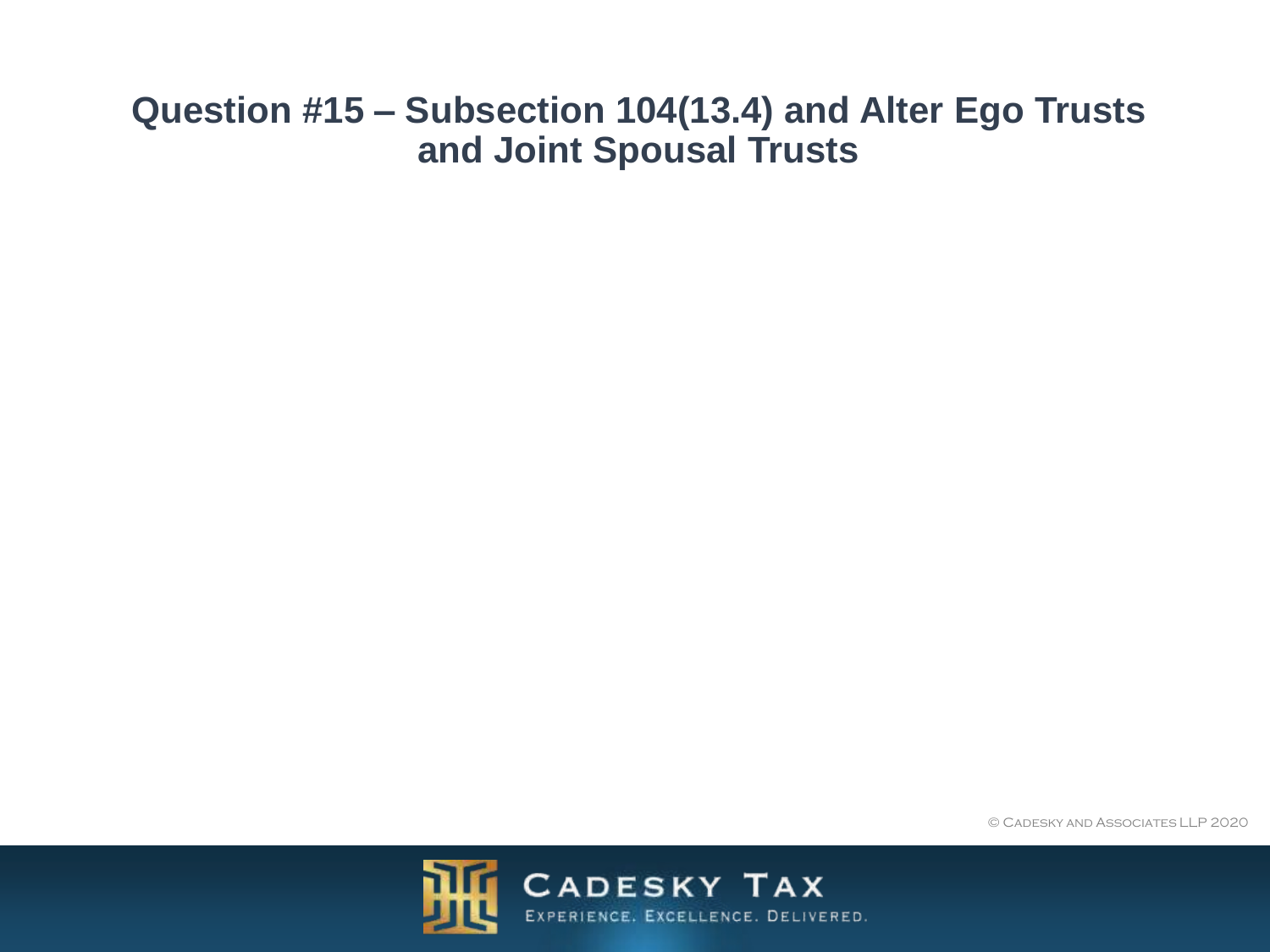# Question #15 – Subsection 104(13.4) and Alter Ego Trusts and Joint Spousal Trusts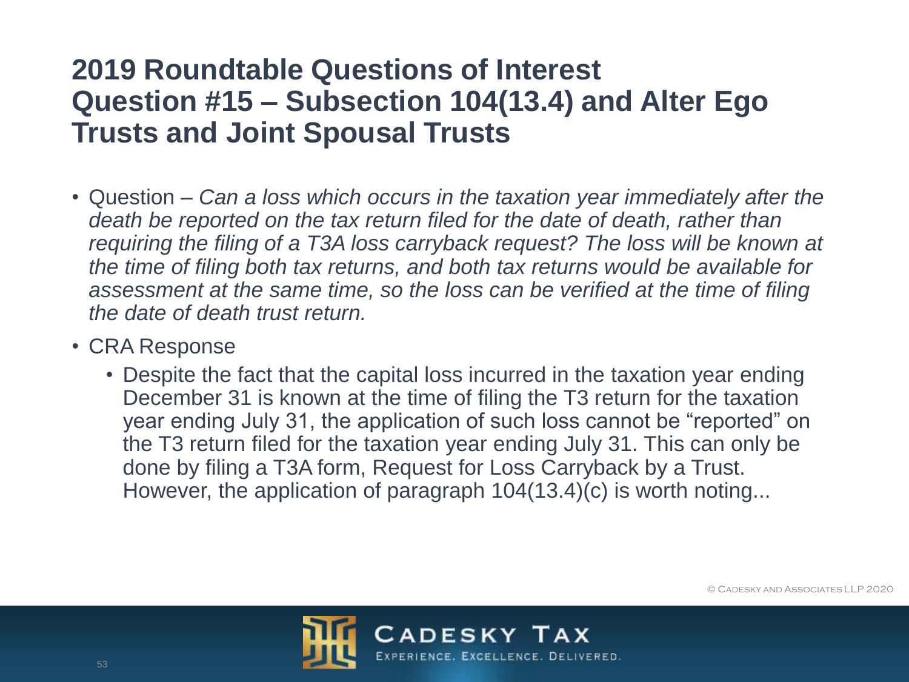## 2019 Roundtable Questions of Interest
## Question #15 – Subsection 104(13.4) and Alter Ego Trusts and Joint Spousal Trusts

- Question – *Can a loss which occurs in the taxation year immediately after the death be reported on the tax return filed for the date of death, rather than requiring the filing of a T3A loss carryback request? The loss will be known at the time of filing both tax returns, and both tax returns would be available for assessment at the same time, so the loss can be verified at the time of filing the date of death trust return.*
- CRA Response
  - Despite the fact that the capital loss incurred in the taxation year ending December 31 is known at the time of filing the T3 return for the taxation year ending July 31, the application of such loss cannot be "reported" on the T3 return filed for the taxation year ending July 31. This can only be done by filing a T3A form, Request for Loss Carryback by a Trust. However, the application of paragraph 104(13.4)(c) is worth noting...

© Cadesky and Associates LLP 2020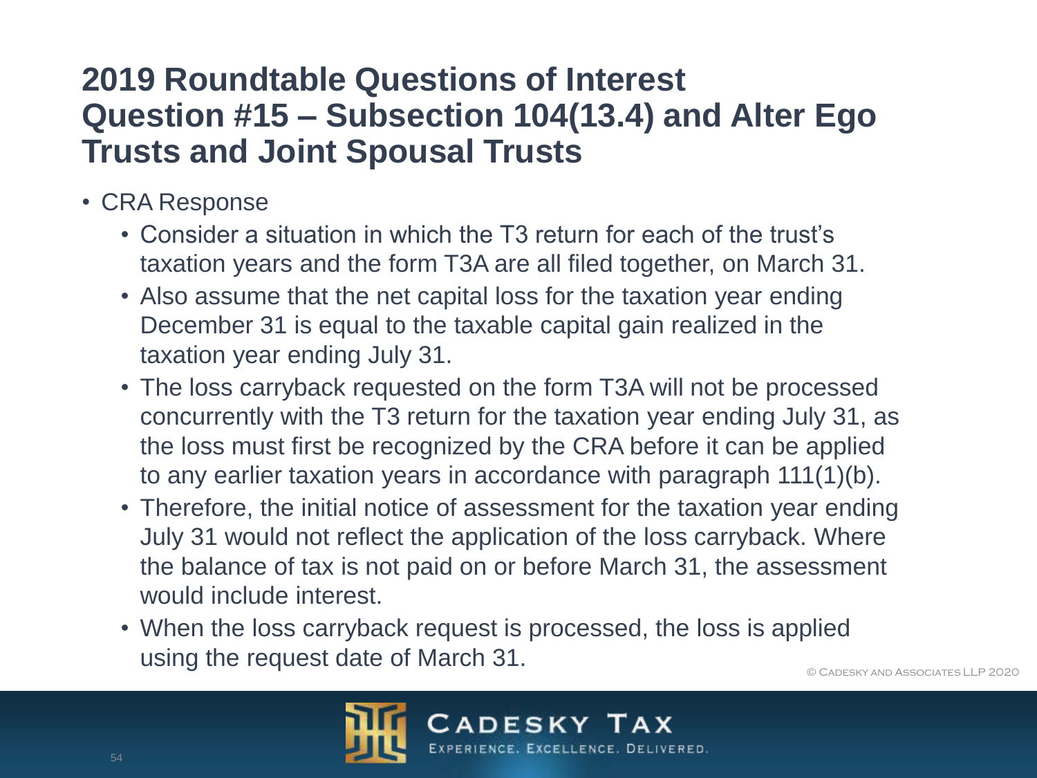# 2019 Roundtable Questions of Interest
# Question #15 – Subsection 104(13.4) and Alter Ego Trusts and Joint Spousal Trusts

- CRA Response
  - Consider a situation in which the T3 return for each of the trust's taxation years and the form T3A are all filed together, on March 31.
  - Also assume that the net capital loss for the taxation year ending December 31 is equal to the taxable capital gain realized in the taxation year ending July 31.
  - The loss carryback requested on the form T3A will not be processed concurrently with the T3 return for the taxation year ending July 31, as the loss must first be recognized by the CRA before it can be applied to any earlier taxation years in accordance with paragraph 111(1)(b).
  - Therefore, the initial notice of assessment for the taxation year ending July 31 would not reflect the application of the loss carryback. Where the balance of tax is not paid on or before March 31, the assessment would include interest.
  - When the loss carryback request is processed, the loss is applied using the request date of March 31.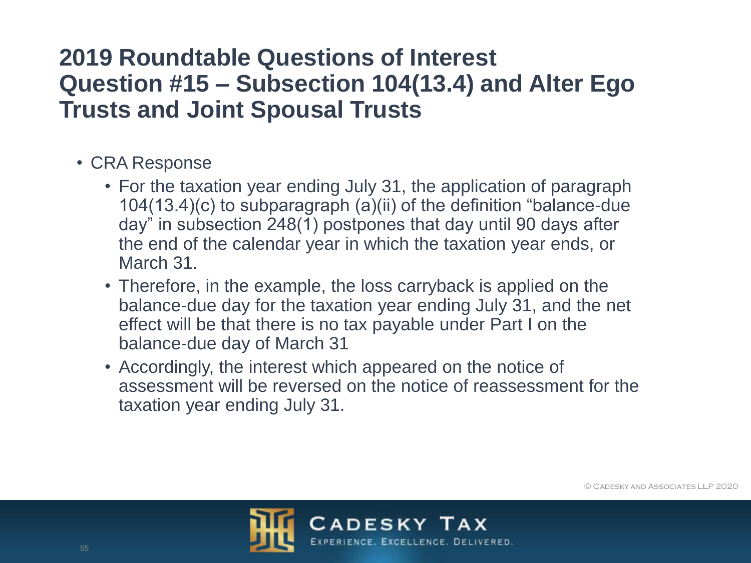# 2019 Roundtable Questions of Interest
# Question #15 – Subsection 104(13.4) and Alter Ego Trusts and Joint Spousal Trusts

- CRA Response
  - For the taxation year ending July 31, the application of paragraph 104(13.4)(c) to subparagraph (a)(ii) of the definition "balance-due day" in subsection 248(1) postpones that day until 90 days after the end of the calendar year in which the taxation year ends, or March 31.
  - Therefore, in the example, the loss carryback is applied on the balance-due day for the taxation year ending July 31, and the net effect will be that there is no tax payable under Part I on the balance-due day of March 31
  - Accordingly, the interest which appeared on the notice of assessment will be reversed on the notice of reassessment for the taxation year ending July 31.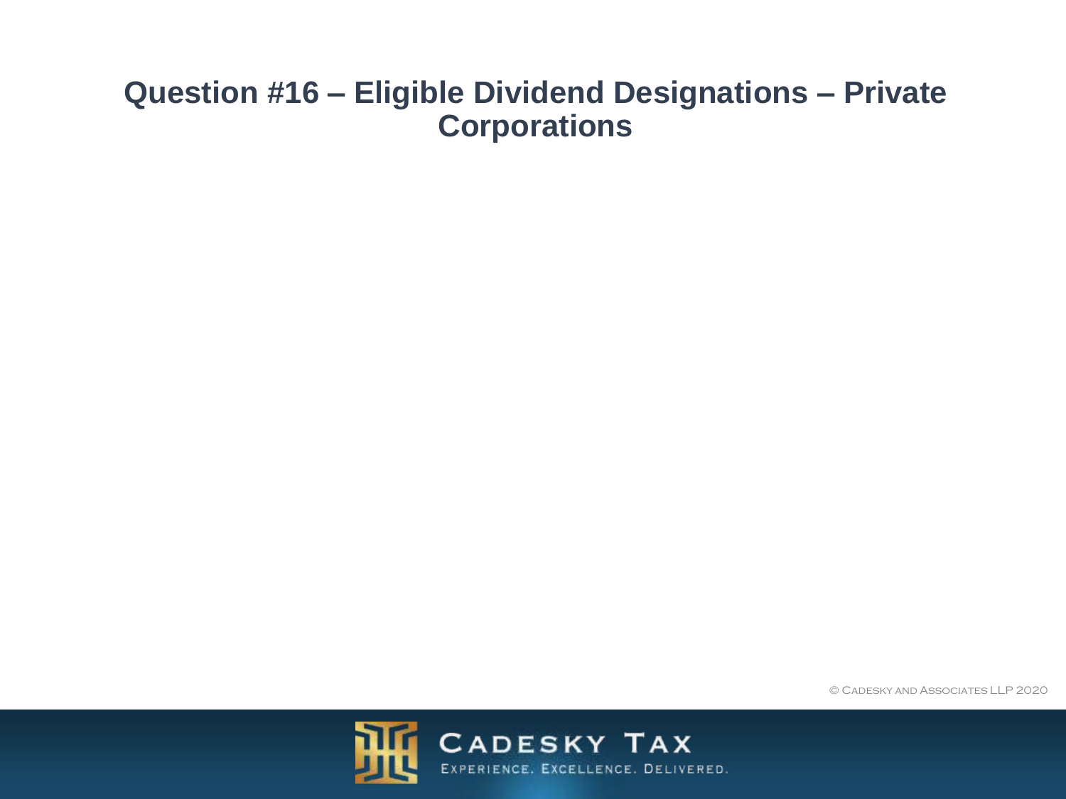# Question #16 – Eligible Dividend Designations – Private Corporations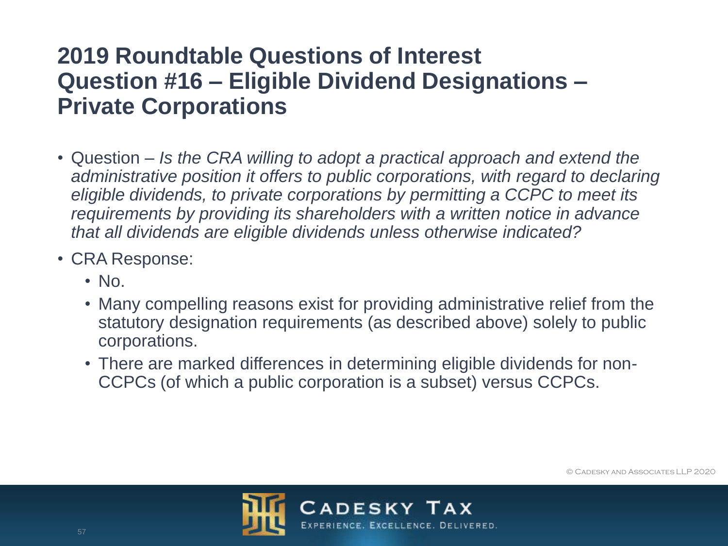# 2019 Roundtable Questions of Interest
# Question #16 – Eligible Dividend Designations – Private Corporations

- Question – *Is the CRA willing to adopt a practical approach and extend the administrative position it offers to public corporations, with regard to declaring eligible dividends, to private corporations by permitting a CCPC to meet its requirements by providing its shareholders with a written notice in advance that all dividends are eligible dividends unless otherwise indicated?*
- CRA Response:
  - No.
  - Many compelling reasons exist for providing administrative relief from the statutory designation requirements (as described above) solely to public corporations.
  - There are marked differences in determining eligible dividends for non-CCPCs (of which a public corporation is a subset) versus CCPCs.

© Cadesky and Associates LLP 2020